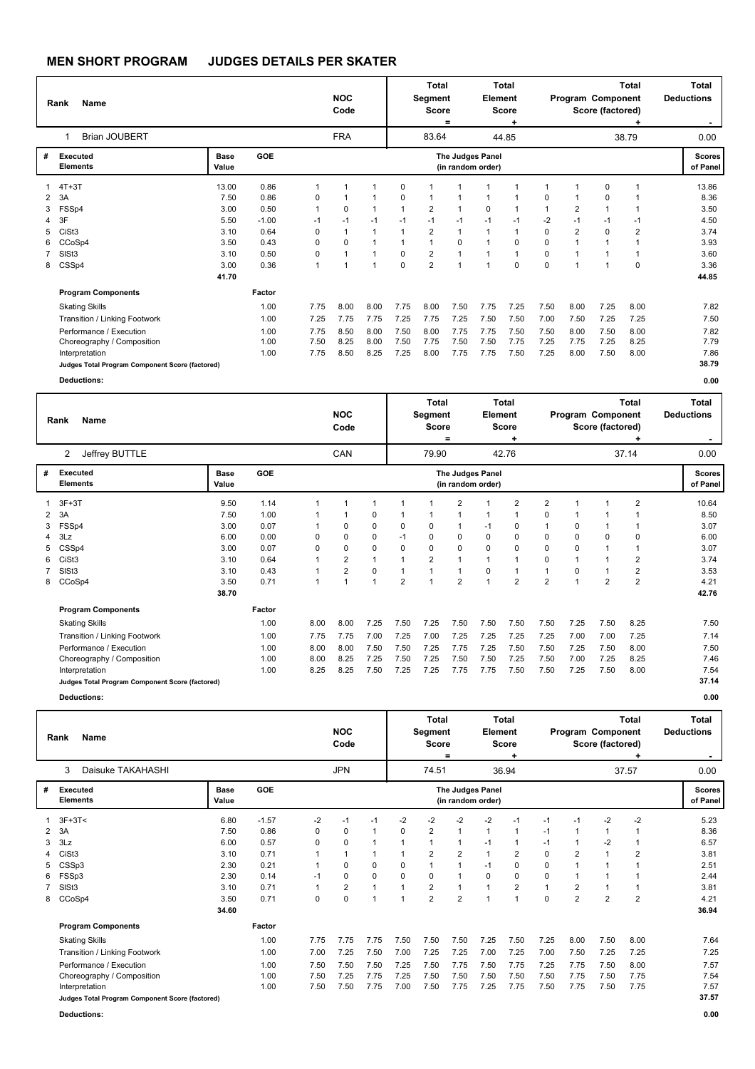# MEN SHORT PROGRAM JUDGES DETAILS PER SKATER

| Rank | Name | NOC Code | Total Segment Score = | Total Element Score + | Total Program Component Score (factored) + | Total Deductions - |
|---|---|---|---|---|---|---|
| 1 | Brian JOUBERT | FRA | 83.64 | 44.85 | 38.79 | 0.00 |

| # | Executed Elements | Base Value | GOE | The Judges Panel (in random order) | | | | | | | | | | | | Scores of Panel |
|---|---|---|---|---|---|---|---|---|---|---|---|---|---|---|---|---|
| 1 | 4T+3T | 13.00 | 0.86 | 1 | 1 | 1 | 0 | 1 | 1 | 1 | 1 | 1 | 1 | 0 | 1 | 13.86 |
| 2 | 3A | 7.50 | 0.86 | 0 | 1 | 1 | 0 | 1 | 1 | 1 | 1 | 0 | 1 | 0 | 1 | 8.36 |
| 3 | FSSp4 | 3.00 | 0.50 | 1 | 0 | 1 | 1 | 2 | 1 | 0 | 1 | 1 | 2 | 1 | 1 | 3.50 |
| 4 | 3F | 5.50 | -1.00 | -1 | -1 | -1 | -1 | -1 | -1 | -1 | -1 | -2 | -1 | -1 | -1 | 4.50 |
| 5 | CiSt3 | 3.10 | 0.64 | 0 | 1 | 1 | 1 | 2 | 1 | 1 | 1 | 0 | 2 | 0 | 2 | 3.74 |
| 6 | CCoSp4 | 3.50 | 0.43 | 0 | 0 | 1 | 1 | 1 | 0 | 1 | 0 | 0 | 1 | 1 | 1 | 3.93 |
| 7 | SlSt3 | 3.10 | 0.50 | 0 | 1 | 1 | 0 | 2 | 1 | 1 | 1 | 0 | 1 | 1 | 1 | 3.60 |
| 8 | CSSp4 | 3.00 | 0.36 | 1 | 1 | 1 | 0 | 2 | 1 | 1 | 0 | 0 | 1 | 1 | 0 | 3.36 |
| | | 41.70 | | | | | | | | | | | | | | 44.85 |

| Program Components | Factor | | | | | | | | | | | | | |
|---|---|---|---|---|---|---|---|---|---|---|---|---|---|---|
| Skating Skills | 1.00 | 7.75 | 8.00 | 8.00 | 7.75 | 8.00 | 7.50 | 7.75 | 7.25 | 7.50 | 8.00 | 7.25 | 8.00 | 7.82 |
| Transition / Linking Footwork | 1.00 | 7.25 | 7.75 | 7.75 | 7.25 | 7.75 | 7.25 | 7.50 | 7.50 | 7.00 | 7.50 | 7.25 | 7.25 | 7.50 |
| Performance / Execution | 1.00 | 7.75 | 8.50 | 8.00 | 7.50 | 8.00 | 7.75 | 7.75 | 7.50 | 7.50 | 8.00 | 7.50 | 8.00 | 7.82 |
| Choreography / Composition | 1.00 | 7.50 | 8.25 | 8.00 | 7.50 | 7.75 | 7.50 | 7.50 | 7.75 | 7.25 | 7.75 | 7.25 | 8.25 | 7.79 |
| Interpretation | 1.00 | 7.75 | 8.50 | 8.25 | 7.25 | 8.00 | 7.75 | 7.75 | 7.50 | 7.25 | 8.00 | 7.50 | 8.00 | 7.86 |
| Judges Total Program Component Score (factored) | | | | | | | | | | | | | | 38.79 |

**Deductions:** 0.00

| Rank | Name | NOC Code | Total Segment Score = | Total Element Score + | Total Program Component Score (factored) + | Total Deductions - |
|---|---|---|---|---|---|---|
| 2 | Jeffrey BUTTLE | CAN | 79.90 | 42.76 | 37.14 | 0.00 |

| # | Executed Elements | Base Value | GOE | The Judges Panel (in random order) | | | | | | | | | | | | Scores of Panel |
|---|---|---|---|---|---|---|---|---|---|---|---|---|---|---|---|---|
| 1 | 3F+3T | 9.50 | 1.14 | 1 | 1 | 1 | 1 | 1 | 2 | 1 | 2 | 2 | 1 | 1 | 2 | 10.64 |
| 2 | 3A | 7.50 | 1.00 | 1 | 1 | 0 | 1 | 1 | 1 | 1 | 1 | 0 | 1 | 1 | 1 | 8.50 |
| 3 | FSSp4 | 3.00 | 0.07 | 1 | 0 | 0 | 0 | 0 | 1 | -1 | 0 | 1 | 0 | 1 | 1 | 3.07 |
| 4 | 3Lz | 6.00 | 0.00 | 0 | 0 | 0 | -1 | 0 | 0 | 0 | 0 | 0 | 0 | 0 | 0 | 6.00 |
| 5 | CSSp4 | 3.00 | 0.07 | 0 | 0 | 0 | 0 | 0 | 0 | 0 | 0 | 0 | 0 | 1 | 1 | 3.07 |
| 6 | CiSt3 | 3.10 | 0.64 | 1 | 2 | 1 | 1 | 2 | 1 | 1 | 1 | 0 | 1 | 1 | 2 | 3.74 |
| 7 | SlSt3 | 3.10 | 0.43 | 1 | 2 | 0 | 1 | 1 | 1 | 0 | 1 | 1 | 0 | 1 | 2 | 3.53 |
| 8 | CCoSp4 | 3.50 | 0.71 | 1 | 1 | 1 | 2 | 1 | 2 | 1 | 2 | 2 | 1 | 2 | 2 | 4.21 |
| | | 38.70 | | | | | | | | | | | | | | 42.76 |

| Program Components | Factor | | | | | | | | | | | | | |
|---|---|---|---|---|---|---|---|---|---|---|---|---|---|---|
| Skating Skills | 1.00 | 8.00 | 8.00 | 7.25 | 7.50 | 7.25 | 7.50 | 7.50 | 7.50 | 7.50 | 7.25 | 7.50 | 8.25 | 7.50 |
| Transition / Linking Footwork | 1.00 | 7.75 | 7.75 | 7.00 | 7.25 | 7.00 | 7.25 | 7.25 | 7.25 | 7.25 | 7.00 | 7.00 | 7.25 | 7.14 |
| Performance / Execution | 1.00 | 8.00 | 8.00 | 7.50 | 7.50 | 7.25 | 7.75 | 7.25 | 7.50 | 7.50 | 7.25 | 7.50 | 8.00 | 7.50 |
| Choreography / Composition | 1.00 | 8.00 | 8.25 | 7.25 | 7.50 | 7.25 | 7.50 | 7.50 | 7.25 | 7.50 | 7.00 | 7.25 | 8.25 | 7.46 |
| Interpretation | 1.00 | 8.25 | 8.25 | 7.50 | 7.25 | 7.25 | 7.75 | 7.75 | 7.50 | 7.50 | 7.25 | 7.50 | 8.00 | 7.54 |
| Judges Total Program Component Score (factored) | | | | | | | | | | | | | | 37.14 |

**Deductions:** 0.00

| Rank | Name | NOC Code | Total Segment Score = | Total Element Score + | Total Program Component Score (factored) + | Total Deductions - |
|---|---|---|---|---|---|---|
| 3 | Daisuke TAKAHASHI | JPN | 74.51 | 36.94 | 37.57 | 0.00 |

| # | Executed Elements | Base Value | GOE | The Judges Panel (in random order) | | | | | | | | | | | | Scores of Panel |
|---|---|---|---|---|---|---|---|---|---|---|---|---|---|---|---|---|
| 1 | 3F+3T< | 6.80 | -1.57 | -2 | -1 | -1 | -2 | -2 | -2 | -2 | -1 | -1 | -1 | -2 | -2 | 5.23 |
| 2 | 3A | 7.50 | 0.86 | 0 | 0 | 1 | 0 | 2 | 1 | 1 | 1 | -1 | 1 | 1 | 1 | 8.36 |
| 3 | 3Lz | 6.00 | 0.57 | 0 | 0 | 1 | 1 | 1 | 1 | -1 | 1 | -1 | 1 | -2 | 1 | 6.57 |
| 4 | CiSt3 | 3.10 | 0.71 | 1 | 1 | 1 | 1 | 2 | 2 | 1 | 2 | 0 | 2 | 1 | 2 | 3.81 |
| 5 | CSSp3 | 2.30 | 0.21 | 1 | 0 | 0 | 0 | 1 | 1 | -1 | 0 | 0 | 1 | 1 | 1 | 2.51 |
| 6 | FSSp3 | 2.30 | 0.14 | -1 | 0 | 0 | 0 | 0 | 1 | 0 | 0 | 0 | 1 | 1 | 1 | 2.44 |
| 7 | SlSt3 | 3.10 | 0.71 | 1 | 2 | 1 | 1 | 2 | 1 | 1 | 2 | 1 | 2 | 1 | 1 | 3.81 |
| 8 | CCoSp4 | 3.50 | 0.71 | 0 | 0 | 1 | 1 | 2 | 2 | 1 | 1 | 0 | 2 | 2 | 2 | 4.21 |
| | | 34.60 | | | | | | | | | | | | | | 36.94 |

| Program Components | Factor | | | | | | | | | | | | | |
|---|---|---|---|---|---|---|---|---|---|---|---|---|---|---|
| Skating Skills | 1.00 | 7.75 | 7.75 | 7.75 | 7.50 | 7.50 | 7.50 | 7.25 | 7.50 | 7.25 | 8.00 | 7.50 | 8.00 | 7.64 |
| Transition / Linking Footwork | 1.00 | 7.00 | 7.25 | 7.50 | 7.00 | 7.25 | 7.25 | 7.00 | 7.25 | 7.00 | 7.50 | 7.25 | 7.25 | 7.25 |
| Performance / Execution | 1.00 | 7.50 | 7.50 | 7.50 | 7.25 | 7.50 | 7.75 | 7.50 | 7.75 | 7.25 | 7.75 | 7.50 | 8.00 | 7.57 |
| Choreography / Composition | 1.00 | 7.50 | 7.25 | 7.75 | 7.25 | 7.50 | 7.50 | 7.50 | 7.50 | 7.50 | 7.75 | 7.50 | 7.75 | 7.54 |
| Interpretation | 1.00 | 7.50 | 7.50 | 7.75 | 7.00 | 7.50 | 7.75 | 7.25 | 7.75 | 7.50 | 7.75 | 7.50 | 7.75 | 7.57 |
| Judges Total Program Component Score (factored) | | | | | | | | | | | | | | 37.57 |

**Deductions:** 0.00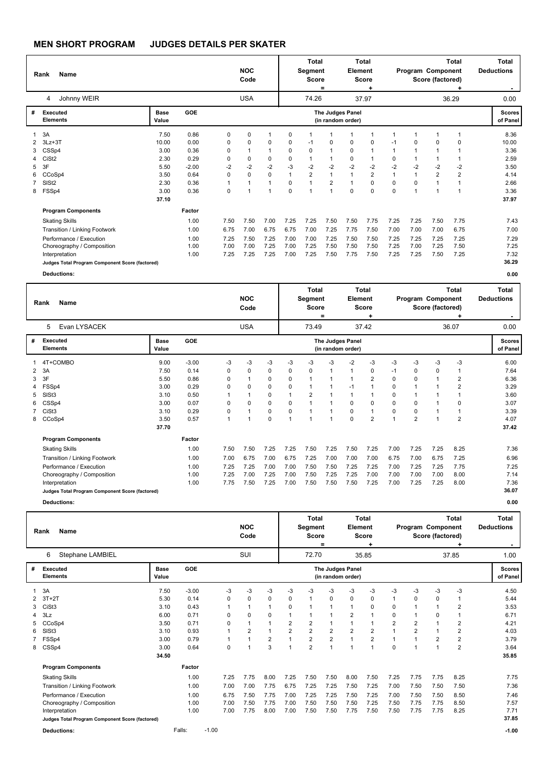## MEN SHORT PROGRAM JUDGES DETAILS PER SKATER

| Rank | Name | NOC Code | Total Segment Score = | Total Element Score + | Total Program Component Score (factored) + | Total Deductions - |
|---|---|---|---|---|---|---|
| 4 | Johnny WEIR | USA | 74.26 | 37.97 | 36.29 | 0.00 |

| # | Executed Elements | Base Value | GOE | The Judges Panel (in random order) | | | | | | | | | | | | Scores of Panel |
|---|---|---|---|---|---|---|---|---|---|---|---|---|---|---|---|---|
| 1 | 3A | 7.50 | 0.86 | 0 | 0 | 1 | 0 | 1 | 1 | 1 | 1 | 1 | 1 | 1 | 1 | 8.36 |
| 2 | 3Lz+3T | 10.00 | 0.00 | 0 | 0 | 0 | 0 | -1 | 0 | 0 | 0 | -1 | 0 | 0 | 0 | 10.00 |
| 3 | CSSp4 | 3.00 | 0.36 | 0 | 1 | 1 | 0 | 0 | 1 | 0 | 1 | 1 | 1 | 1 | 1 | 3.36 |
| 4 | CiSt2 | 2.30 | 0.29 | 0 | 0 | 0 | 0 | 1 | 1 | 0 | 1 | 0 | 1 | 1 | 1 | 2.59 |
| 5 | 3F | 5.50 | -2.00 | -2 | -2 | -2 | -3 | -2 | -2 | -2 | -2 | -2 | -2 | -2 | -2 | 3.50 |
| 6 | CCoSp4 | 3.50 | 0.64 | 0 | 0 | 0 | 1 | 2 | 1 | 1 | 2 | 1 | 1 | 2 | 2 | 4.14 |
| 7 | SlSt2 | 2.30 | 0.36 | 1 | 1 | 1 | 0 | 1 | 2 | 1 | 0 | 0 | 0 | 1 | 1 | 2.66 |
| 8 | FSSp4 | 3.00 | 0.36 | 0 | 1 | 1 | 0 | 1 | 1 | 0 | 0 | 0 | 1 | 1 | 1 | 3.36 |
| | | 37.10 | | | | | | | | | | | | | | 37.97 |

| Program Components | Factor | | | | | | | | | | | | | |
|---|---|---|---|---|---|---|---|---|---|---|---|---|---|---|
| Skating Skills | 1.00 | 7.50 | 7.50 | 7.00 | 7.25 | 7.25 | 7.50 | 7.50 | 7.75 | 7.25 | 7.25 | 7.50 | 7.75 | 7.43 |
| Transition / Linking Footwork | 1.00 | 6.75 | 7.00 | 6.75 | 6.75 | 7.00 | 7.25 | 7.75 | 7.50 | 7.00 | 7.00 | 7.00 | 6.75 | 7.00 |
| Performance / Execution | 1.00 | 7.25 | 7.50 | 7.25 | 7.00 | 7.00 | 7.25 | 7.50 | 7.50 | 7.25 | 7.25 | 7.25 | 7.25 | 7.29 |
| Choreography / Composition | 1.00 | 7.00 | 7.00 | 7.25 | 7.00 | 7.25 | 7.50 | 7.50 | 7.50 | 7.25 | 7.00 | 7.25 | 7.50 | 7.25 |
| Interpretation | 1.00 | 7.25 | 7.25 | 7.25 | 7.00 | 7.25 | 7.50 | 7.75 | 7.50 | 7.25 | 7.25 | 7.50 | 7.25 | 7.32 |
| Judges Total Program Component Score (factored) | | | | | | | | | | | | | | 36.29 |

**Deductions:** 0.00

| Rank | Name | NOC Code | Total Segment Score = | Total Element Score + | Total Program Component Score (factored) + | Total Deductions - |
|---|---|---|---|---|---|---|
| 5 | Evan LYSACEK | USA | 73.49 | 37.42 | 36.07 | 0.00 |

| # | Executed Elements | Base Value | GOE | The Judges Panel (in random order) | | | | | | | | | | | | Scores of Panel |
|---|---|---|---|---|---|---|---|---|---|---|---|---|---|---|---|---|
| 1 | 4T+COMBO | 9.00 | -3.00 | -3 | -3 | -3 | -3 | -3 | -3 | -2 | -3 | -3 | -3 | -3 | -3 | 6.00 |
| 2 | 3A | 7.50 | 0.14 | 0 | 0 | 0 | 0 | 0 | 1 | 1 | 0 | -1 | 0 | 0 | 1 | 7.64 |
| 3 | 3F | 5.50 | 0.86 | 0 | 1 | 0 | 0 | 1 | 1 | 1 | 2 | 0 | 0 | 1 | 2 | 6.36 |
| 4 | FSSp4 | 3.00 | 0.29 | 0 | 0 | 0 | 0 | 1 | 1 | -1 | 1 | 0 | 1 | 1 | 2 | 3.29 |
| 5 | SlSt3 | 3.10 | 0.50 | 1 | 1 | 0 | 1 | 2 | 1 | 1 | 1 | 0 | 1 | 1 | 1 | 3.60 |
| 6 | CSSp4 | 3.00 | 0.07 | 0 | 0 | 0 | 0 | 1 | 1 | 0 | 0 | 0 | 0 | 1 | 0 | 3.07 |
| 7 | CiSt3 | 3.10 | 0.29 | 0 | 1 | 0 | 0 | 1 | 1 | 0 | 1 | 0 | 0 | 1 | 1 | 3.39 |
| 8 | CCoSp4 | 3.50 | 0.57 | 1 | 1 | 0 | 1 | 1 | 1 | 0 | 2 | 1 | 2 | 1 | 2 | 4.07 |
| | | 37.70 | | | | | | | | | | | | | | 37.42 |

| Program Components | Factor | | | | | | | | | | | | | |
|---|---|---|---|---|---|---|---|---|---|---|---|---|---|---|
| Skating Skills | 1.00 | 7.50 | 7.50 | 7.25 | 7.25 | 7.50 | 7.25 | 7.50 | 7.25 | 7.00 | 7.25 | 7.25 | 8.25 | 7.36 |
| Transition / Linking Footwork | 1.00 | 7.00 | 6.75 | 7.00 | 6.75 | 7.25 | 7.00 | 7.00 | 7.00 | 6.75 | 7.00 | 6.75 | 7.25 | 6.96 |
| Performance / Execution | 1.00 | 7.25 | 7.25 | 7.00 | 7.00 | 7.50 | 7.50 | 7.25 | 7.25 | 7.00 | 7.25 | 7.25 | 7.75 | 7.25 |
| Choreography / Composition | 1.00 | 7.25 | 7.00 | 7.25 | 7.00 | 7.50 | 7.25 | 7.25 | 7.00 | 7.00 | 7.00 | 7.00 | 8.00 | 7.14 |
| Interpretation | 1.00 | 7.75 | 7.50 | 7.25 | 7.00 | 7.50 | 7.50 | 7.50 | 7.25 | 7.00 | 7.25 | 7.25 | 8.00 | 7.36 |
| Judges Total Program Component Score (factored) | | | | | | | | | | | | | | 36.07 |

**Deductions:** 0.00

| Rank | Name | NOC Code | Total Segment Score = | Total Element Score + | Total Program Component Score (factored) + | Total Deductions - |
|---|---|---|---|---|---|---|
| 6 | Stephane LAMBIEL | SUI | 72.70 | 35.85 | 37.85 | 1.00 |

| # | Executed Elements | Base Value | GOE | The Judges Panel (in random order) | | | | | | | | | | | | Scores of Panel |
|---|---|---|---|---|---|---|---|---|---|---|---|---|---|---|---|---|
| 1 | 3A | 7.50 | -3.00 | -3 | -3 | -3 | -3 | -3 | -3 | -3 | -3 | -3 | -3 | -3 | -3 | 4.50 |
| 2 | 3T+2T | 5.30 | 0.14 | 0 | 0 | 0 | 0 | 1 | 0 | 0 | 0 | 1 | 0 | 0 | 1 | 5.44 |
| 3 | CiSt3 | 3.10 | 0.43 | 1 | 1 | 1 | 0 | 1 | 1 | 1 | 0 | 0 | 1 | 1 | 2 | 3.53 |
| 4 | 3Lz | 6.00 | 0.71 | 0 | 0 | 0 | 1 | 1 | 1 | 2 | 1 | 0 | 1 | 0 | 1 | 6.71 |
| 5 | CCoSp4 | 3.50 | 0.71 | 0 | 1 | 1 | 2 | 2 | 1 | 1 | 1 | 2 | 2 | 1 | 2 | 4.21 |
| 6 | SlSt3 | 3.10 | 0.93 | 1 | 2 | 1 | 2 | 2 | 2 | 2 | 2 | 1 | 2 | 1 | 2 | 4.03 |
| 7 | FSSp4 | 3.00 | 0.79 | 1 | 1 | 2 | 1 | 2 | 2 | 1 | 2 | 1 | 1 | 2 | 2 | 3.79 |
| 8 | CSSp4 | 3.00 | 0.64 | 0 | 1 | 3 | 1 | 2 | 1 | 1 | 1 | 0 | 1 | 1 | 2 | 3.64 |
| | | 34.50 | | | | | | | | | | | | | | 35.85 |

| Program Components | Factor | | | | | | | | | | | | | |
|---|---|---|---|---|---|---|---|---|---|---|---|---|---|---|
| Skating Skills | 1.00 | 7.25 | 7.75 | 8.00 | 7.25 | 7.50 | 7.50 | 8.00 | 7.50 | 7.25 | 7.75 | 7.75 | 8.25 | 7.75 |
| Transition / Linking Footwork | 1.00 | 7.00 | 7.00 | 7.75 | 6.75 | 7.25 | 7.25 | 7.50 | 7.25 | 7.00 | 7.50 | 7.50 | 7.50 | 7.36 |
| Performance / Execution | 1.00 | 6.75 | 7.50 | 7.75 | 7.00 | 7.25 | 7.25 | 7.50 | 7.25 | 7.00 | 7.50 | 7.50 | 8.50 | 7.46 |
| Choreography / Composition | 1.00 | 7.00 | 7.50 | 7.75 | 7.00 | 7.50 | 7.50 | 7.50 | 7.25 | 7.50 | 7.75 | 7.75 | 8.50 | 7.57 |
| Interpretation | 1.00 | 7.00 | 7.75 | 8.00 | 7.00 | 7.50 | 7.50 | 7.75 | 7.50 | 7.50 | 7.75 | 7.75 | 8.25 | 7.71 |
| Judges Total Program Component Score (factored) | | | | | | | | | | | | | | 37.85 |

**Deductions:** Falls: -1.00 -1.00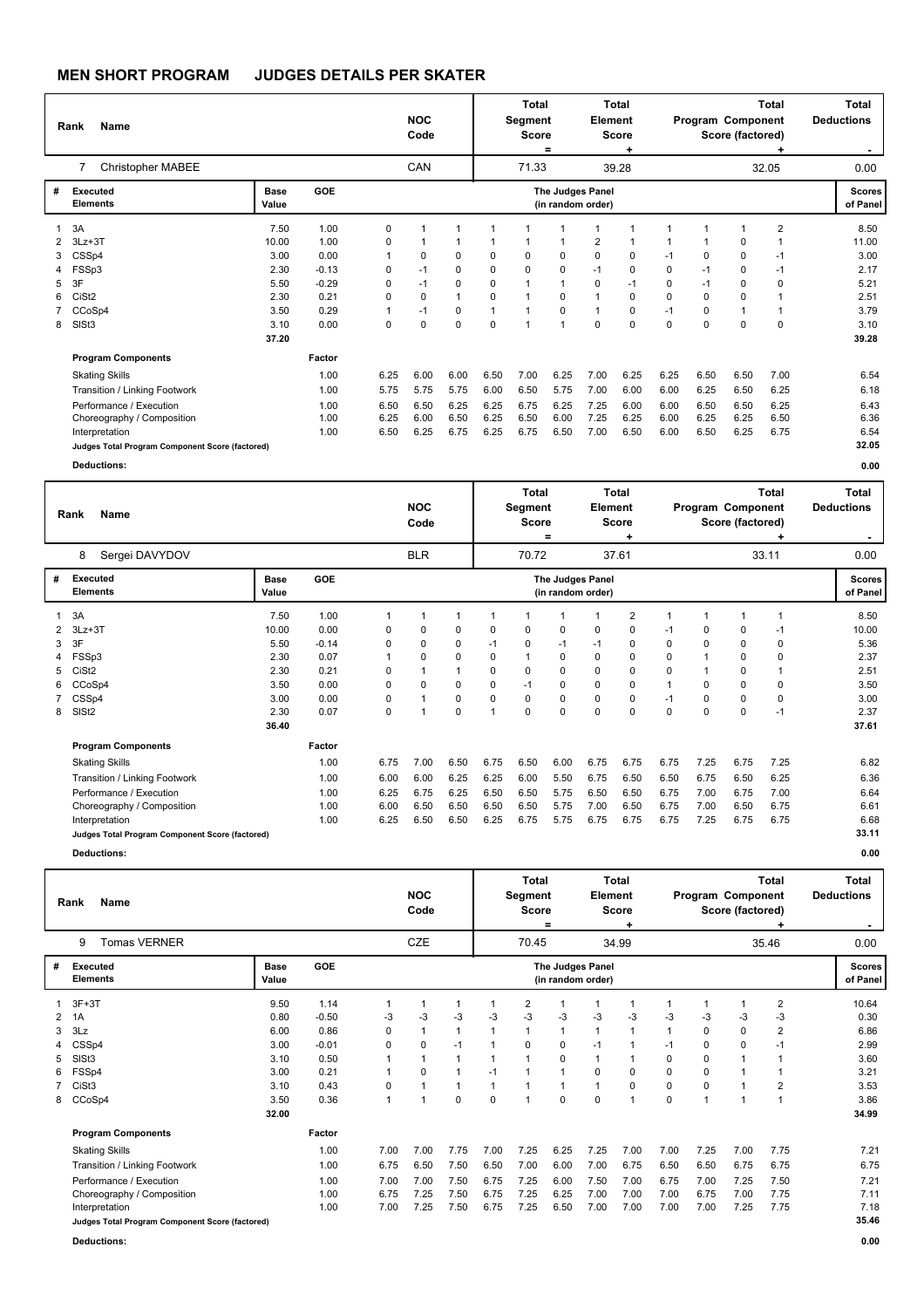# MEN SHORT PROGRAM JUDGES DETAILS PER SKATER

| Rank | Name | NOC Code | Total Segment Score = | Total Element Score + | Total Program Component Score (factored) + | Total Deductions - |
|---|---|---|---|---|---|---|
| 7 | Christopher MABEE | CAN | 71.33 | 39.28 | 32.05 | 0.00 |

| # | Executed Elements | Base Value | GOE | The Judges Panel (in random order) | | | | | | | | | | | | Scores of Panel |
|---|---|---|---|---|---|---|---|---|---|---|---|---|---|---|---|---|
| 1 | 3A | 7.50 | 1.00 | 0 | 1 | 1 | 1 | 1 | 1 | 1 | 1 | 1 | 1 | 1 | 2 | 8.50 |
| 2 | 3Lz+3T | 10.00 | 1.00 | 0 | 1 | 1 | 1 | 1 | 1 | 2 | 1 | 1 | 1 | 0 | 1 | 11.00 |
| 3 | CSSp4 | 3.00 | 0.00 | 1 | 0 | 0 | 0 | 0 | 0 | 0 | 0 | -1 | 0 | 0 | -1 | 3.00 |
| 4 | FSSp3 | 2.30 | -0.13 | 0 | -1 | 0 | 0 | 0 | 0 | -1 | 0 | 0 | -1 | 0 | -1 | 2.17 |
| 5 | 3F | 5.50 | -0.29 | 0 | -1 | 0 | 0 | 1 | 1 | 0 | -1 | 0 | -1 | 0 | 0 | 5.21 |
| 6 | CiSt2 | 2.30 | 0.21 | 0 | 0 | 1 | 0 | 1 | 0 | 1 | 0 | 0 | 0 | 0 | 1 | 2.51 |
| 7 | CCoSp4 | 3.50 | 0.29 | 1 | -1 | 0 | 1 | 1 | 0 | 1 | 0 | -1 | 0 | 1 | 1 | 3.79 |
| 8 | SlSt3 | 3.10 | 0.00 | 0 | 0 | 0 | 0 | 1 | 1 | 0 | 0 | 0 | 0 | 0 | 0 | 3.10 |
| | | 37.20 | | | | | | | | | | | | | | 39.28 |
| | **Program Components** | | Factor | | | | | | | | | | | | | |
| | Skating Skills | | 1.00 | 6.25 | 6.00 | 6.00 | 6.50 | 7.00 | 6.25 | 7.00 | 6.25 | 6.25 | 6.50 | 6.50 | 7.00 | 6.54 |
| | Transition / Linking Footwork | | 1.00 | 5.75 | 5.75 | 5.75 | 6.00 | 6.50 | 5.75 | 7.00 | 6.00 | 6.00 | 6.25 | 6.50 | 6.25 | 6.18 |
| | Performance / Execution | | 1.00 | 6.50 | 6.50 | 6.25 | 6.25 | 6.75 | 6.25 | 7.25 | 6.00 | 6.00 | 6.50 | 6.50 | 6.25 | 6.43 |
| | Choreography / Composition | | 1.00 | 6.25 | 6.00 | 6.50 | 6.25 | 6.50 | 6.00 | 7.25 | 6.25 | 6.00 | 6.25 | 6.25 | 6.50 | 6.36 |
| | Interpretation | | 1.00 | 6.50 | 6.25 | 6.75 | 6.25 | 6.75 | 6.50 | 7.00 | 6.50 | 6.00 | 6.50 | 6.25 | 6.75 | 6.54 |
| | Judges Total Program Component Score (factored) | | | | | | | | | | | | | | | 32.05 |
| | **Deductions:** | | | | | | | | | | | | | | | 0.00 |

| Rank | Name | NOC Code | Total Segment Score = | Total Element Score + | Total Program Component Score (factored) + | Total Deductions - |
|---|---|---|---|---|---|---|
| 8 | Sergei DAVYDOV | BLR | 70.72 | 37.61 | 33.11 | 0.00 |

| # | Executed Elements | Base Value | GOE | The Judges Panel (in random order) | | | | | | | | | | | | Scores of Panel |
|---|---|---|---|---|---|---|---|---|---|---|---|---|---|---|---|---|
| 1 | 3A | 7.50 | 1.00 | 1 | 1 | 1 | 1 | 1 | 1 | 1 | 2 | 1 | 1 | 1 | 1 | 8.50 |
| 2 | 3Lz+3T | 10.00 | 0.00 | 0 | 0 | 0 | 0 | 0 | 0 | 0 | 0 | -1 | 0 | 0 | -1 | 10.00 |
| 3 | 3F | 5.50 | -0.14 | 0 | 0 | 0 | -1 | 0 | -1 | -1 | 0 | 0 | 0 | 0 | 0 | 5.36 |
| 4 | FSSp3 | 2.30 | 0.07 | 1 | 0 | 0 | 0 | 1 | 0 | 0 | 0 | 0 | 1 | 0 | 0 | 2.37 |
| 5 | CiSt2 | 2.30 | 0.21 | 0 | 1 | 1 | 0 | 0 | 0 | 0 | 0 | 0 | 1 | 0 | 1 | 2.51 |
| 6 | CCoSp4 | 3.50 | 0.00 | 0 | 0 | 0 | 0 | -1 | 0 | 0 | 0 | 1 | 0 | 0 | 0 | 3.50 |
| 7 | CSSp4 | 3.00 | 0.00 | 0 | 1 | 0 | 0 | 0 | 0 | 0 | 0 | -1 | 0 | 0 | 0 | 3.00 |
| 8 | SlSt2 | 2.30 | 0.07 | 0 | 1 | 0 | 1 | 0 | 0 | 0 | 0 | 0 | 0 | 0 | -1 | 2.37 |
| | | 36.40 | | | | | | | | | | | | | | 37.61 |
| | **Program Components** | | Factor | | | | | | | | | | | | | |
| | Skating Skills | | 1.00 | 6.75 | 7.00 | 6.50 | 6.75 | 6.50 | 6.00 | 6.75 | 6.75 | 6.75 | 7.25 | 6.75 | 7.25 | 6.82 |
| | Transition / Linking Footwork | | 1.00 | 6.00 | 6.00 | 6.25 | 6.25 | 6.00 | 5.50 | 6.75 | 6.50 | 6.50 | 6.75 | 6.50 | 6.25 | 6.36 |
| | Performance / Execution | | 1.00 | 6.25 | 6.75 | 6.25 | 6.50 | 6.50 | 5.75 | 6.50 | 6.50 | 6.75 | 7.00 | 6.75 | 7.00 | 6.64 |
| | Choreography / Composition | | 1.00 | 6.00 | 6.50 | 6.50 | 6.50 | 6.50 | 5.75 | 7.00 | 6.50 | 6.75 | 7.00 | 6.50 | 6.75 | 6.61 |
| | Interpretation | | 1.00 | 6.25 | 6.50 | 6.50 | 6.25 | 6.75 | 5.75 | 6.75 | 6.75 | 6.75 | 7.25 | 6.75 | 6.75 | 6.68 |
| | Judges Total Program Component Score (factored) | | | | | | | | | | | | | | | 33.11 |
| | **Deductions:** | | | | | | | | | | | | | | | 0.00 |

| Rank | Name | NOC Code | Total Segment Score = | Total Element Score + | Total Program Component Score (factored) + | Total Deductions - |
|---|---|---|---|---|---|---|
| 9 | Tomas VERNER | CZE | 70.45 | 34.99 | 35.46 | 0.00 |

| # | Executed Elements | Base Value | GOE | The Judges Panel (in random order) | | | | | | | | | | | | Scores of Panel |
|---|---|---|---|---|---|---|---|---|---|---|---|---|---|---|---|---|
| 1 | 3F+3T | 9.50 | 1.14 | 1 | 1 | 1 | 1 | 2 | 1 | 1 | 1 | 1 | 1 | 1 | 2 | 10.64 |
| 2 | 1A | 0.80 | -0.50 | -3 | -3 | -3 | -3 | -3 | -3 | -3 | -3 | -3 | -3 | -3 | -3 | 0.30 |
| 3 | 3Lz | 6.00 | 0.86 | 0 | 1 | 1 | 1 | 1 | 1 | 1 | 1 | 1 | 0 | 0 | 2 | 6.86 |
| 4 | CSSp4 | 3.00 | -0.01 | 0 | 0 | -1 | 1 | 0 | 0 | -1 | 1 | -1 | 0 | 0 | -1 | 2.99 |
| 5 | SlSt3 | 3.10 | 0.50 | 1 | 1 | 1 | 1 | 1 | 0 | 1 | 1 | 0 | 0 | 1 | 1 | 3.60 |
| 6 | FSSp4 | 3.00 | 0.21 | 1 | 0 | 1 | -1 | 1 | 1 | 0 | 0 | 0 | 0 | 1 | 1 | 3.21 |
| 7 | CiSt3 | 3.10 | 0.43 | 0 | 1 | 1 | 1 | 1 | 1 | 1 | 0 | 0 | 0 | 1 | 2 | 3.53 |
| 8 | CCoSp4 | 3.50 | 0.36 | 1 | 1 | 0 | 0 | 1 | 0 | 0 | 1 | 0 | 1 | 1 | 1 | 3.86 |
| | | 32.00 | | | | | | | | | | | | | | 34.99 |
| | **Program Components** | | Factor | | | | | | | | | | | | | |
| | Skating Skills | | 1.00 | 7.00 | 7.00 | 7.75 | 7.00 | 7.25 | 6.25 | 7.25 | 7.00 | 7.00 | 7.25 | 7.00 | 7.75 | 7.21 |
| | Transition / Linking Footwork | | 1.00 | 6.75 | 6.50 | 7.50 | 6.50 | 7.00 | 6.00 | 7.00 | 6.75 | 6.50 | 6.50 | 6.75 | 6.75 | 6.75 |
| | Performance / Execution | | 1.00 | 7.00 | 7.00 | 7.50 | 6.75 | 7.25 | 6.00 | 7.50 | 7.00 | 6.75 | 7.00 | 7.25 | 7.50 | 7.21 |
| | Choreography / Composition | | 1.00 | 6.75 | 7.25 | 7.50 | 6.75 | 7.25 | 6.25 | 7.00 | 7.00 | 7.00 | 6.75 | 7.00 | 7.75 | 7.11 |
| | Interpretation | | 1.00 | 7.00 | 7.25 | 7.50 | 6.75 | 7.25 | 6.50 | 7.00 | 7.00 | 7.00 | 7.00 | 7.25 | 7.75 | 7.18 |
| | Judges Total Program Component Score (factored) | | | | | | | | | | | | | | | 35.46 |
| | **Deductions:** | | | | | | | | | | | | | | | 0.00 |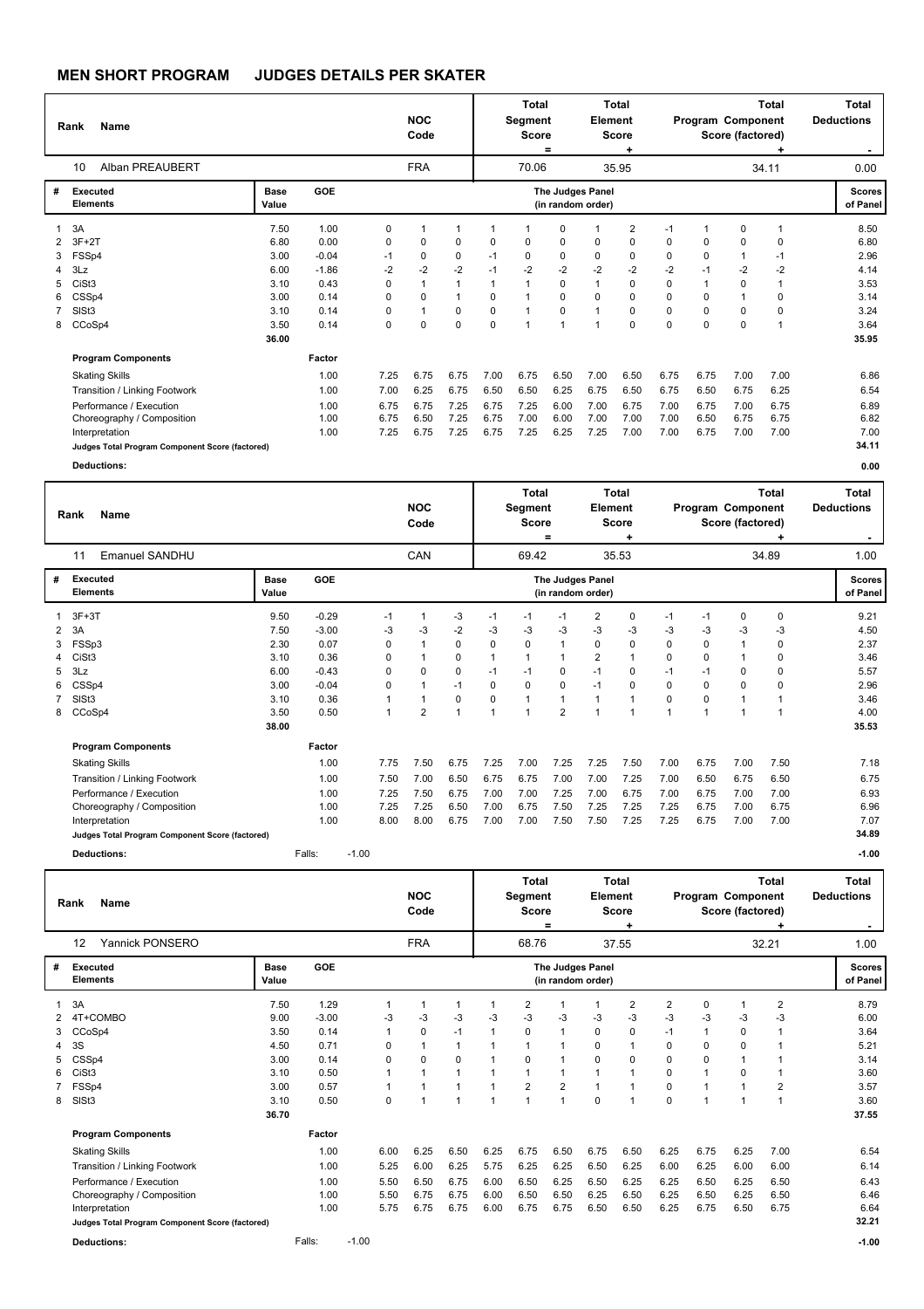## MEN SHORT PROGRAM JUDGES DETAILS PER SKATER

| Rank | Name | NOC Code | Total Segment Score = | Total Element Score + | Total Program Component Score (factored) + | Total Deductions - |
|---|---|---|---|---|---|---|
| 10 | Alban PREAUBERT | FRA | 70.06 | 35.95 | 34.11 | 0.00 |

| # | Executed Elements | Base Value | GOE | J1 | J2 | J3 | J4 | J5 | J6 | J7 | J8 | J9 | J10 | J11 | J12 | Scores of Panel |
|---|---|---|---|---|---|---|---|---|---|---|---|---|---|---|---|---|
| 1 | 3A | 7.50 | 1.00 | 0 | 1 | 1 | 1 | 1 | 0 | 1 | 2 | -1 | 1 | 0 | 1 | 8.50 |
| 2 | 3F+2T | 6.80 | 0.00 | 0 | 0 | 0 | 0 | 0 | 0 | 0 | 0 | 0 | 0 | 0 | 0 | 6.80 |
| 3 | FSSp4 | 3.00 | -0.04 | -1 | 0 | 0 | -1 | 0 | 0 | 0 | 0 | 0 | 0 | 1 | -1 | 2.96 |
| 4 | 3Lz | 6.00 | -1.86 | -2 | -2 | -2 | -1 | -2 | -2 | -2 | -2 | -2 | -1 | -2 | -2 | 4.14 |
| 5 | CiSt3 | 3.10 | 0.43 | 0 | 1 | 1 | 1 | 1 | 0 | 1 | 0 | 0 | 1 | 0 | 1 | 3.53 |
| 6 | CSSp4 | 3.00 | 0.14 | 0 | 0 | 1 | 0 | 1 | 0 | 0 | 0 | 0 | 0 | 1 | 0 | 3.14 |
| 7 | SlSt3 | 3.10 | 0.14 | 0 | 1 | 0 | 0 | 1 | 0 | 1 | 0 | 0 | 0 | 0 | 0 | 3.24 |
| 8 | CCoSp4 | 3.50 | 0.14 | 0 | 0 | 0 | 0 | 1 | 1 | 1 | 0 | 0 | 0 | 0 | 1 | 3.64 |
| | | 36.00 | | | | | | | | | | | | | | 35.95 |

| Program Components | Factor | J1 | J2 | J3 | J4 | J5 | J6 | J7 | J8 | J9 | J10 | J11 | J12 | |
|---|---|---|---|---|---|---|---|---|---|---|---|---|---|---|
| Skating Skills | 1.00 | 7.25 | 6.75 | 6.75 | 7.00 | 6.75 | 6.50 | 7.00 | 6.50 | 6.75 | 6.75 | 7.00 | 7.00 | 6.86 |
| Transition / Linking Footwork | 1.00 | 7.00 | 6.25 | 6.75 | 6.50 | 6.50 | 6.25 | 6.75 | 6.50 | 6.75 | 6.50 | 6.75 | 6.25 | 6.54 |
| Performance / Execution | 1.00 | 6.75 | 6.75 | 7.25 | 6.75 | 7.25 | 6.00 | 7.00 | 6.75 | 7.00 | 6.75 | 7.00 | 6.75 | 6.89 |
| Choreography / Composition | 1.00 | 6.75 | 6.50 | 7.25 | 6.75 | 7.00 | 6.00 | 7.00 | 7.00 | 7.00 | 6.50 | 6.75 | 6.75 | 6.82 |
| Interpretation | 1.00 | 7.25 | 6.75 | 7.25 | 6.75 | 7.25 | 6.25 | 7.25 | 7.00 | 7.00 | 6.75 | 7.00 | 7.00 | 7.00 |
| Judges Total Program Component Score (factored) | | | | | | | | | | | | | | 34.11 |

Deductions: 0.00

| Rank | Name | NOC Code | Total Segment Score = | Total Element Score + | Total Program Component Score (factored) + | Total Deductions - |
|---|---|---|---|---|---|---|
| 11 | Emanuel SANDHU | CAN | 69.42 | 35.53 | 34.89 | 1.00 |

| # | Executed Elements | Base Value | GOE | J1 | J2 | J3 | J4 | J5 | J6 | J7 | J8 | J9 | J10 | J11 | J12 | Scores of Panel |
|---|---|---|---|---|---|---|---|---|---|---|---|---|---|---|---|---|
| 1 | 3F+3T | 9.50 | -0.29 | -1 | 1 | -3 | -1 | -1 | -1 | 2 | 0 | -1 | -1 | 0 | 0 | 9.21 |
| 2 | 3A | 7.50 | -3.00 | -3 | -3 | -2 | -3 | -3 | -3 | -3 | -3 | -3 | -3 | -3 | -3 | 4.50 |
| 3 | FSSp3 | 2.30 | 0.07 | 0 | 1 | 0 | 0 | 0 | 1 | 0 | 0 | 0 | 0 | 1 | 0 | 2.37 |
| 4 | CiSt3 | 3.10 | 0.36 | 0 | 1 | 0 | 1 | 1 | 1 | 2 | 1 | 0 | 0 | 1 | 0 | 3.46 |
| 5 | 3Lz | 6.00 | -0.43 | 0 | 0 | 0 | -1 | -1 | 0 | -1 | 0 | -1 | -1 | 0 | 0 | 5.57 |
| 6 | CSSp4 | 3.00 | -0.04 | 0 | 1 | -1 | 0 | 0 | 0 | -1 | 0 | 0 | 0 | 0 | 0 | 2.96 |
| 7 | SlSt3 | 3.10 | 0.36 | 1 | 1 | 0 | 0 | 1 | 1 | 1 | 1 | 0 | 0 | 1 | 1 | 3.46 |
| 8 | CCoSp4 | 3.50 | 0.50 | 1 | 2 | 1 | 1 | 1 | 2 | 1 | 1 | 1 | 1 | 1 | 1 | 4.00 |
| | | 38.00 | | | | | | | | | | | | | | 35.53 |

| Program Components | Factor | J1 | J2 | J3 | J4 | J5 | J6 | J7 | J8 | J9 | J10 | J11 | J12 | |
|---|---|---|---|---|---|---|---|---|---|---|---|---|---|---|
| Skating Skills | 1.00 | 7.75 | 7.50 | 6.75 | 7.25 | 7.00 | 7.25 | 7.25 | 7.50 | 7.00 | 6.75 | 7.00 | 7.50 | 7.18 |
| Transition / Linking Footwork | 1.00 | 7.50 | 7.00 | 6.50 | 6.75 | 6.75 | 7.00 | 7.00 | 7.25 | 7.00 | 6.50 | 6.75 | 6.50 | 6.75 |
| Performance / Execution | 1.00 | 7.25 | 7.50 | 6.75 | 7.00 | 7.00 | 7.25 | 7.00 | 6.75 | 7.00 | 6.75 | 7.00 | 7.00 | 6.93 |
| Choreography / Composition | 1.00 | 7.25 | 7.25 | 6.50 | 7.00 | 6.75 | 7.50 | 7.25 | 7.25 | 7.25 | 6.75 | 7.00 | 6.75 | 6.96 |
| Interpretation | 1.00 | 8.00 | 8.00 | 6.75 | 7.00 | 7.00 | 7.50 | 7.50 | 7.25 | 7.25 | 6.75 | 7.00 | 7.00 | 7.07 |
| Judges Total Program Component Score (factored) | | | | | | | | | | | | | | 34.89 |

Deductions: Falls: -1.00 | -1.00

| Rank | Name | NOC Code | Total Segment Score = | Total Element Score + | Total Program Component Score (factored) + | Total Deductions - |
|---|---|---|---|---|---|---|
| 12 | Yannick PONSERO | FRA | 68.76 | 37.55 | 32.21 | 1.00 |

| # | Executed Elements | Base Value | GOE | J1 | J2 | J3 | J4 | J5 | J6 | J7 | J8 | J9 | J10 | J11 | J12 | Scores of Panel |
|---|---|---|---|---|---|---|---|---|---|---|---|---|---|---|---|---|
| 1 | 3A | 7.50 | 1.29 | 1 | 1 | 1 | 1 | 2 | 1 | 1 | 2 | 2 | 0 | 1 | 2 | 8.79 |
| 2 | 4T+COMBO | 9.00 | -3.00 | -3 | -3 | -3 | -3 | -3 | -3 | -3 | -3 | -3 | -3 | -3 | -3 | 6.00 |
| 3 | CCoSp4 | 3.50 | 0.14 | 1 | 0 | -1 | 1 | 0 | 1 | 0 | 0 | -1 | 1 | 0 | 1 | 3.64 |
| 4 | 3S | 4.50 | 0.71 | 0 | 1 | 1 | 1 | 1 | 1 | 0 | 1 | 0 | 0 | 0 | 1 | 5.21 |
| 5 | CSSp4 | 3.00 | 0.14 | 0 | 0 | 0 | 1 | 0 | 1 | 0 | 0 | 0 | 0 | 1 | 1 | 3.14 |
| 6 | CiSt3 | 3.10 | 0.50 | 1 | 1 | 1 | 1 | 1 | 1 | 1 | 1 | 0 | 1 | 0 | 1 | 3.60 |
| 7 | FSSp4 | 3.00 | 0.57 | 1 | 1 | 1 | 1 | 2 | 2 | 1 | 1 | 0 | 1 | 1 | 2 | 3.57 |
| 8 | SlSt3 | 3.10 | 0.50 | 0 | 1 | 1 | 1 | 1 | 1 | 0 | 1 | 0 | 1 | 1 | 1 | 3.60 |
| | | 36.70 | | | | | | | | | | | | | | 37.55 |

| Program Components | Factor | J1 | J2 | J3 | J4 | J5 | J6 | J7 | J8 | J9 | J10 | J11 | J12 | |
|---|---|---|---|---|---|---|---|---|---|---|---|---|---|---|
| Skating Skills | 1.00 | 6.00 | 6.25 | 6.50 | 6.25 | 6.75 | 6.50 | 6.75 | 6.50 | 6.25 | 6.75 | 6.25 | 7.00 | 6.54 |
| Transition / Linking Footwork | 1.00 | 5.25 | 6.00 | 6.25 | 5.75 | 6.25 | 6.25 | 6.50 | 6.25 | 6.00 | 6.25 | 6.00 | 6.00 | 6.14 |
| Performance / Execution | 1.00 | 5.50 | 6.50 | 6.75 | 6.00 | 6.50 | 6.25 | 6.50 | 6.25 | 6.25 | 6.50 | 6.25 | 6.50 | 6.43 |
| Choreography / Composition | 1.00 | 5.50 | 6.75 | 6.75 | 6.00 | 6.50 | 6.50 | 6.25 | 6.50 | 6.25 | 6.50 | 6.25 | 6.50 | 6.46 |
| Interpretation | 1.00 | 5.75 | 6.75 | 6.75 | 6.00 | 6.75 | 6.75 | 6.50 | 6.50 | 6.25 | 6.75 | 6.50 | 6.75 | 6.64 |
| Judges Total Program Component Score (factored) | | | | | | | | | | | | | | 32.21 |

Deductions: Falls: -1.00 | -1.00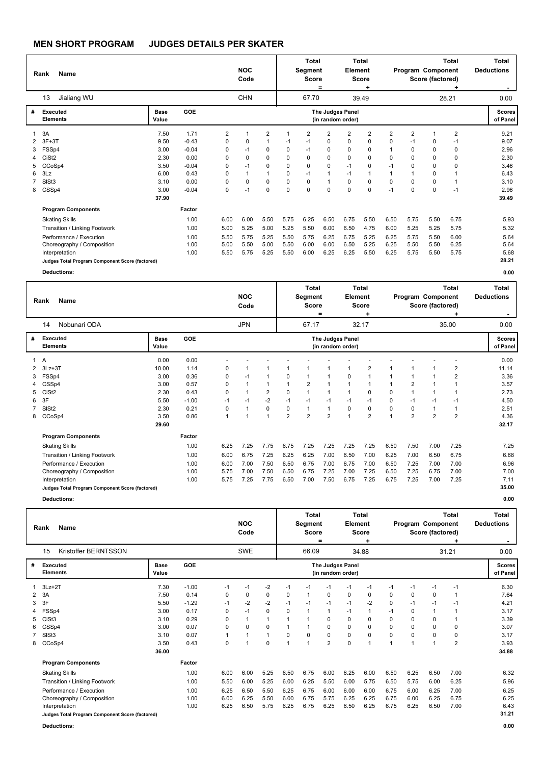# MEN SHORT PROGRAM JUDGES DETAILS PER SKATER

| Rank | Name | NOC Code | Total Segment Score = | Total Element Score + | Total Program Component Score (factored) + | Total Deductions - |
|---|---|---|---|---|---|---|
| 13 | Jialiang WU | CHN | 67.70 | 39.49 | 28.21 | 0.00 |

| # | Executed Elements | Base Value | GOE | The Judges Panel (in random order) | | | | | | | | | | | | | Scores of Panel |
|---|---|---|---|---|---|---|---|---|---|---|---|---|---|---|---|---|---|
| 1 | 3A | 7.50 | 1.71 | 2 | 1 | 2 | 1 | 2 | 2 | 2 | 2 | 2 | 2 | 1 | 2 | | 9.21 |
| 2 | 3F+3T | 9.50 | -0.43 | 0 | 0 | 1 | -1 | -1 | 0 | 0 | 0 | 0 | -1 | 0 | -1 | | 9.07 |
| 3 | FSSp4 | 3.00 | -0.04 | 0 | -1 | 0 | 0 | -1 | 0 | 0 | 0 | 1 | 0 | 0 | 0 | | 2.96 |
| 4 | CiSt2 | 2.30 | 0.00 | 0 | 0 | 0 | 0 | 0 | 0 | 0 | 0 | 0 | 0 | 0 | 0 | | 2.30 |
| 5 | CCoSp4 | 3.50 | -0.04 | 0 | -1 | 0 | 0 | 0 | 0 | -1 | 0 | -1 | 0 | 0 | 0 | | 3.46 |
| 6 | 3Lz | 6.00 | 0.43 | 0 | 1 | 1 | 0 | -1 | 1 | -1 | 1 | 1 | 1 | 0 | 1 | | 6.43 |
| 7 | SlSt3 | 3.10 | 0.00 | 0 | 0 | 0 | 0 | 0 | 1 | 0 | 0 | 0 | 0 | 0 | 1 | | 3.10 |
| 8 | CSSp4 | 3.00 | -0.04 | 0 | -1 | 0 | 0 | 0 | 0 | 0 | 0 | -1 | 0 | 0 | -1 | | 2.96 |
| | | 37.90 | | | | | | | | | | | | | | | 39.49 |

| Program Components | Factor | | | | | | | | | | | | | Scores of Panel |
|---|---|---|---|---|---|---|---|---|---|---|---|---|---|---|
| Skating Skills | 1.00 | 6.00 | 6.00 | 5.50 | 5.75 | 6.25 | 6.50 | 6.75 | 5.50 | 6.50 | 5.75 | 5.50 | 6.75 | 5.93 |
| Transition / Linking Footwork | 1.00 | 5.00 | 5.25 | 5.00 | 5.25 | 5.50 | 6.00 | 6.50 | 4.75 | 6.00 | 5.25 | 5.25 | 5.75 | 5.32 |
| Performance / Execution | 1.00 | 5.50 | 5.75 | 5.25 | 5.50 | 5.75 | 6.25 | 6.75 | 5.25 | 6.25 | 5.75 | 5.50 | 6.00 | 5.64 |
| Choreography / Composition | 1.00 | 5.00 | 5.50 | 5.00 | 5.50 | 6.00 | 6.00 | 6.50 | 5.25 | 6.25 | 5.50 | 5.50 | 6.25 | 5.64 |
| Interpretation | 1.00 | 5.50 | 5.75 | 5.25 | 5.50 | 6.00 | 6.25 | 6.25 | 5.50 | 6.25 | 5.75 | 5.50 | 5.75 | 5.68 |
| Judges Total Program Component Score (factored) | | | | | | | | | | | | | | 28.21 |

**Deductions:** 0.00

| Rank | Name | NOC Code | Total Segment Score = | Total Element Score + | Total Program Component Score (factored) + | Total Deductions - |
|---|---|---|---|---|---|---|
| 14 | Nobunari ODA | JPN | 67.17 | 32.17 | 35.00 | 0.00 |

| # | Executed Elements | Base Value | GOE | The Judges Panel (in random order) | | | | | | | | | | | | | Scores of Panel |
|---|---|---|---|---|---|---|---|---|---|---|---|---|---|---|---|---|---|
| 1 | A | 0.00 | 0.00 | - | - | - | - | - | - | - | - | - | - | - | - | | 0.00 |
| 2 | 3Lz+3T | 10.00 | 1.14 | 0 | 1 | 1 | 1 | 1 | 1 | 1 | 2 | 1 | 1 | 1 | 2 | | 11.14 |
| 3 | FSSp4 | 3.00 | 0.36 | 0 | -1 | 1 | 0 | 1 | 1 | 0 | 1 | 1 | 1 | 1 | 2 | | 3.36 |
| 4 | CSSp4 | 3.00 | 0.57 | 0 | 1 | 1 | 1 | 2 | 1 | 1 | 1 | 1 | 2 | 1 | 1 | | 3.57 |
| 5 | CiSt2 | 2.30 | 0.43 | 0 | 1 | 2 | 0 | 1 | 1 | 1 | 0 | 0 | 1 | 1 | 1 | | 2.73 |
| 6 | 3F | 5.50 | -1.00 | -1 | -1 | -2 | -1 | -1 | -1 | -1 | -1 | 0 | -1 | -1 | -1 | | 4.50 |
| 7 | SlSt2 | 2.30 | 0.21 | 0 | 1 | 0 | 0 | 1 | 1 | 0 | 0 | 0 | 0 | 1 | 1 | | 2.51 |
| 8 | CCoSp4 | 3.50 | 0.86 | 1 | 1 | 1 | 2 | 2 | 2 | 1 | 2 | 1 | 2 | 2 | 2 | | 4.36 |
| | | 29.60 | | | | | | | | | | | | | | | 32.17 |

| Program Components | Factor | | | | | | | | | | | | | Scores of Panel |
|---|---|---|---|---|---|---|---|---|---|---|---|---|---|---|
| Skating Skills | 1.00 | 6.25 | 7.25 | 7.75 | 6.75 | 7.25 | 7.25 | 7.25 | 7.25 | 6.50 | 7.50 | 7.00 | 7.25 | 7.25 |
| Transition / Linking Footwork | 1.00 | 6.00 | 6.75 | 7.25 | 6.25 | 6.25 | 7.00 | 6.50 | 7.00 | 6.25 | 7.00 | 6.50 | 6.75 | 6.68 |
| Performance / Execution | 1.00 | 6.00 | 7.00 | 7.50 | 6.50 | 6.75 | 7.00 | 6.75 | 7.00 | 6.50 | 7.25 | 7.00 | 7.00 | 6.96 |
| Choreography / Composition | 1.00 | 5.75 | 7.00 | 7.50 | 6.50 | 6.75 | 7.25 | 7.00 | 7.25 | 6.50 | 7.25 | 6.75 | 7.00 | 7.00 |
| Interpretation | 1.00 | 5.75 | 7.25 | 7.75 | 6.50 | 7.00 | 7.50 | 6.75 | 7.25 | 6.75 | 7.25 | 7.00 | 7.25 | 7.11 |
| Judges Total Program Component Score (factored) | | | | | | | | | | | | | | 35.00 |

**Deductions:** 0.00

| Rank | Name | NOC Code | Total Segment Score = | Total Element Score + | Total Program Component Score (factored) + | Total Deductions - |
|---|---|---|---|---|---|---|
| 15 | Kristoffer BERNTSSON | SWE | 66.09 | 34.88 | 31.21 | 0.00 |

| # | Executed Elements | Base Value | GOE | The Judges Panel (in random order) | | | | | | | | | | | | | Scores of Panel |
|---|---|---|---|---|---|---|---|---|---|---|---|---|---|---|---|---|---|
| 1 | 3Lz+2T | 7.30 | -1.00 | -1 | -1 | -2 | -1 | -1 | -1 | -1 | -1 | -1 | -1 | -1 | -1 | | 6.30 |
| 2 | 3A | 7.50 | 0.14 | 0 | 0 | 0 | 0 | 1 | 0 | 0 | 0 | 0 | 0 | 0 | 1 | | 7.64 |
| 3 | 3F | 5.50 | -1.29 | -1 | -2 | -2 | -1 | -1 | -1 | -1 | -2 | 0 | -1 | -1 | -1 | | 4.21 |
| 4 | FSSp4 | 3.00 | 0.17 | 0 | -1 | 0 | 0 | 1 | 1 | -1 | 1 | -1 | 0 | 1 | 1 | | 3.17 |
| 5 | CiSt3 | 3.10 | 0.29 | 0 | 1 | 1 | 1 | 1 | 0 | 0 | 0 | 0 | 0 | 0 | 1 | | 3.39 |
| 6 | CSSp4 | 3.00 | 0.07 | 0 | 0 | 0 | 1 | 1 | 0 | 0 | 0 | 0 | 0 | 0 | 0 | | 3.07 |
| 7 | SlSt3 | 3.10 | 0.07 | 1 | 1 | 1 | 0 | 0 | 0 | 0 | 0 | 0 | 0 | 0 | 0 | | 3.17 |
| 8 | CCoSp4 | 3.50 | 0.43 | 0 | 1 | 0 | 1 | 1 | 2 | 0 | 1 | 1 | 1 | 1 | 2 | | 3.93 |
| | | 36.00 | | | | | | | | | | | | | | | 34.88 |

| Program Components | Factor | | | | | | | | | | | | | Scores of Panel |
|---|---|---|---|---|---|---|---|---|---|---|---|---|---|---|
| Skating Skills | 1.00 | 6.00 | 6.00 | 5.25 | 6.50 | 6.75 | 6.00 | 6.25 | 6.00 | 6.50 | 6.25 | 6.50 | 7.00 | 6.32 |
| Transition / Linking Footwork | 1.00 | 5.50 | 6.00 | 5.25 | 6.00 | 6.25 | 5.50 | 6.00 | 5.75 | 6.50 | 5.75 | 6.00 | 6.25 | 5.96 |
| Performance / Execution | 1.00 | 6.25 | 6.50 | 5.50 | 6.25 | 6.75 | 6.00 | 6.00 | 6.00 | 6.75 | 6.00 | 6.25 | 7.00 | 6.25 |
| Choreography / Composition | 1.00 | 6.00 | 6.25 | 5.50 | 6.00 | 6.75 | 5.75 | 6.25 | 6.25 | 6.75 | 6.00 | 6.25 | 6.75 | 6.25 |
| Interpretation | 1.00 | 6.25 | 6.50 | 5.75 | 6.25 | 6.75 | 6.25 | 6.50 | 6.25 | 6.75 | 6.25 | 6.50 | 7.00 | 6.43 |
| Judges Total Program Component Score (factored) | | | | | | | | | | | | | | 31.21 |

**Deductions:** 0.00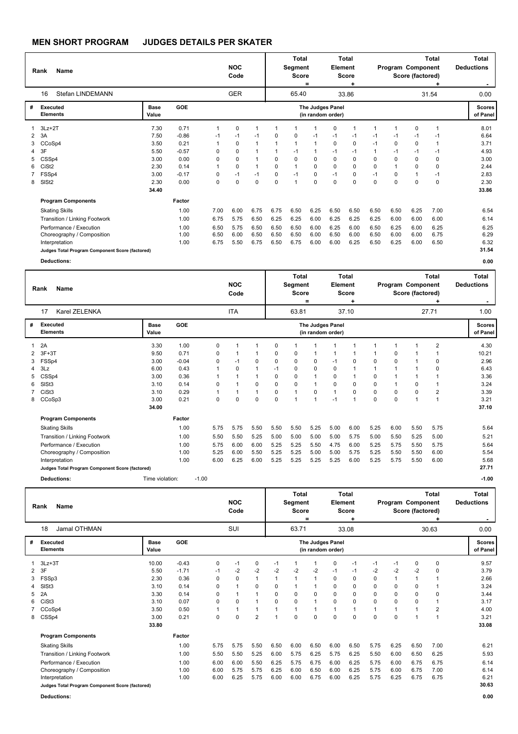# MEN SHORT PROGRAM JUDGES DETAILS PER SKATER

| Rank | Name | NOC Code | Total Segment Score = | Total Element Score + | Total Program Component Score (factored) + | Total Deductions - |
|---|---|---|---|---|---|---|
| 16 | Stefan LINDEMANN | GER | 65.40 | 33.86 | 31.54 | 0.00 |

| # | Executed Elements | Base Value | GOE | J1 | J2 | J3 | J4 | J5 | J6 | J7 | J8 | J9 | J10 | J11 | J12 | Scores of Panel |
|---|---|---|---|---|---|---|---|---|---|---|---|---|---|---|---|---|
| 1 | 3Lz+2T | 7.30 | 0.71 | 1 | 0 | 1 | 1 | 1 | 1 | 0 | 1 | 1 | 1 | 0 | 1 | 8.01 |
| 2 | 3A | 7.50 | -0.86 | -1 | -1 | -1 | 0 | 0 | -1 | -1 | -1 | -1 | -1 | -1 | -1 | 6.64 |
| 3 | CCoSp4 | 3.50 | 0.21 | 1 | 0 | 1 | 1 | 1 | 1 | 0 | 0 | -1 | 0 | 0 | 1 | 3.71 |
| 4 | 3F | 5.50 | -0.57 | 0 | 0 | 1 | 1 | -1 | 1 | -1 | -1 | 1 | -1 | -1 | -1 | 4.93 |
| 5 | CSSp4 | 3.00 | 0.00 | 0 | 0 | 1 | 0 | 0 | 0 | 0 | 0 | 0 | 0 | 0 | 0 | 3.00 |
| 6 | CiSt2 | 2.30 | 0.14 | 1 | 0 | 1 | 0 | 1 | 0 | 0 | 0 | 0 | 1 | 0 | 0 | 2.44 |
| 7 | FSSp4 | 3.00 | -0.17 | 0 | -1 | -1 | 0 | -1 | 0 | -1 | 0 | -1 | 0 | 1 | -1 | 2.83 |
| 8 | SlSt2 | 2.30 | 0.00 | 0 | 0 | 0 | 0 | 1 | 0 | 0 | 0 | 0 | 0 | 0 | 0 | 2.30 |
| | | 34.40 | | | | | | | | | | | | | | 33.86 |

| Program Components | Factor | J1 | J2 | J3 | J4 | J5 | J6 | J7 | J8 | J9 | J10 | J11 | J12 | |
|---|---|---|---|---|---|---|---|---|---|---|---|---|---|---|
| Skating Skills | 1.00 | 7.00 | 6.00 | 6.75 | 6.75 | 6.50 | 6.25 | 6.50 | 6.50 | 6.50 | 6.50 | 6.25 | 7.00 | 6.54 |
| Transition / Linking Footwork | 1.00 | 6.75 | 5.75 | 6.50 | 6.25 | 6.25 | 6.00 | 6.25 | 6.25 | 6.25 | 6.00 | 6.00 | 6.00 | 6.14 |
| Performance / Execution | 1.00 | 6.50 | 5.75 | 6.50 | 6.50 | 6.50 | 6.00 | 6.25 | 6.00 | 6.50 | 6.25 | 6.00 | 6.25 | 6.25 |
| Choreography / Composition | 1.00 | 6.50 | 6.00 | 6.50 | 6.50 | 6.50 | 6.00 | 6.50 | 6.00 | 6.50 | 6.00 | 6.00 | 6.75 | 6.29 |
| Interpretation | 1.00 | 6.75 | 5.50 | 6.75 | 6.50 | 6.75 | 6.00 | 6.00 | 6.25 | 6.50 | 6.25 | 6.00 | 6.50 | 6.32 |
| Judges Total Program Component Score (factored) | | | | | | | | | | | | | | 31.54 |

**Deductions:** 0.00

| Rank | Name | NOC Code | Total Segment Score = | Total Element Score + | Total Program Component Score (factored) + | Total Deductions - |
|---|---|---|---|---|---|---|
| 17 | Karel ZELENKA | ITA | 63.81 | 37.10 | 27.71 | 1.00 |

| # | Executed Elements | Base Value | GOE | J1 | J2 | J3 | J4 | J5 | J6 | J7 | J8 | J9 | J10 | J11 | J12 | Scores of Panel |
|---|---|---|---|---|---|---|---|---|---|---|---|---|---|---|---|---|
| 1 | 2A | 3.30 | 1.00 | 0 | 1 | 1 | 0 | 1 | 1 | 1 | 1 | 1 | 1 | 1 | 2 | 4.30 |
| 2 | 3F+3T | 9.50 | 0.71 | 0 | 1 | 1 | 0 | 0 | 1 | 1 | 1 | 1 | 0 | 1 | 1 | 10.21 |
| 3 | FSSp4 | 3.00 | -0.04 | 0 | -1 | 0 | 0 | 0 | 0 | -1 | 0 | 0 | 0 | 1 | 0 | 2.96 |
| 4 | 3Lz | 6.00 | 0.43 | 1 | 0 | 1 | -1 | 0 | 0 | 0 | 1 | 1 | 1 | 1 | 0 | 6.43 |
| 5 | CSSp4 | 3.00 | 0.36 | 1 | 1 | 1 | 0 | 0 | 1 | 0 | 1 | 0 | 1 | 1 | 1 | 3.36 |
| 6 | SlSt3 | 3.10 | 0.14 | 0 | 1 | 0 | 0 | 0 | 1 | 0 | 0 | 0 | 1 | 0 | 1 | 3.24 |
| 7 | CiSt3 | 3.10 | 0.29 | 1 | 1 | 1 | 0 | 1 | 0 | 1 | 0 | 0 | 0 | 0 | 2 | 3.39 |
| 8 | CCoSp3 | 3.00 | 0.21 | 0 | 0 | 0 | 0 | 1 | 1 | -1 | 1 | 0 | 0 | 1 | 1 | 3.21 |
| | | 34.00 | | | | | | | | | | | | | | 37.10 |

| Program Components | Factor | J1 | J2 | J3 | J4 | J5 | J6 | J7 | J8 | J9 | J10 | J11 | J12 | |
|---|---|---|---|---|---|---|---|---|---|---|---|---|---|---|
| Skating Skills | 1.00 | 5.75 | 5.75 | 5.50 | 5.50 | 5.50 | 5.25 | 5.00 | 6.00 | 5.25 | 6.00 | 5.50 | 5.75 | 5.64 |
| Transition / Linking Footwork | 1.00 | 5.50 | 5.50 | 5.25 | 5.00 | 5.00 | 5.00 | 5.00 | 5.75 | 5.00 | 5.50 | 5.25 | 5.00 | 5.21 |
| Performance / Execution | 1.00 | 5.75 | 6.00 | 6.00 | 5.25 | 5.25 | 5.50 | 4.75 | 6.00 | 5.25 | 5.75 | 5.50 | 5.75 | 5.64 |
| Choreography / Composition | 1.00 | 5.25 | 6.00 | 5.50 | 5.25 | 5.25 | 5.00 | 5.00 | 5.75 | 5.25 | 5.50 | 5.50 | 6.00 | 5.54 |
| Interpretation | 1.00 | 6.00 | 6.25 | 6.00 | 5.25 | 5.25 | 5.25 | 5.25 | 6.00 | 5.25 | 5.75 | 5.50 | 6.00 | 5.68 |
| Judges Total Program Component Score (factored) | | | | | | | | | | | | | | 27.71 |

**Deductions:** Time violation: -1.00 &nbsp;&nbsp; -1.00

| Rank | Name | NOC Code | Total Segment Score = | Total Element Score + | Total Program Component Score (factored) + | Total Deductions - |
|---|---|---|---|---|---|---|
| 18 | Jamal OTHMAN | SUI | 63.71 | 33.08 | 30.63 | 0.00 |

| # | Executed Elements | Base Value | GOE | J1 | J2 | J3 | J4 | J5 | J6 | J7 | J8 | J9 | J10 | J11 | J12 | Scores of Panel |
|---|---|---|---|---|---|---|---|---|---|---|---|---|---|---|---|---|
| 1 | 3Lz+3T | 10.00 | -0.43 | 0 | -1 | 0 | -1 | 1 | 1 | 0 | -1 | -1 | -1 | 0 | 0 | 9.57 |
| 2 | 3F | 5.50 | -1.71 | -1 | -2 | -2 | -2 | -2 | -2 | -1 | -1 | -2 | -2 | -2 | 0 | 3.79 |
| 3 | FSSp3 | 2.30 | 0.36 | 0 | 0 | 1 | 1 | 1 | 1 | 0 | 0 | 0 | 1 | 1 | 1 | 2.66 |
| 4 | SlSt3 | 3.10 | 0.14 | 0 | 1 | 0 | 0 | 1 | 1 | 0 | 0 | 0 | 0 | 0 | 1 | 3.24 |
| 5 | 2A | 3.30 | 0.14 | 0 | 1 | 1 | 0 | 0 | 0 | 0 | 0 | 0 | 0 | 0 | 0 | 3.44 |
| 6 | CiSt3 | 3.10 | 0.07 | 0 | 0 | 1 | 0 | 0 | 1 | 0 | 0 | 0 | 0 | 0 | 1 | 3.17 |
| 7 | CCoSp4 | 3.50 | 0.50 | 1 | 1 | 1 | 1 | 1 | 1 | 1 | 1 | 1 | 1 | 1 | 2 | 4.00 |
| 8 | CSSp4 | 3.00 | 0.21 | 0 | 0 | 2 | 1 | 0 | 0 | 0 | 0 | 0 | 0 | 1 | 1 | 3.21 |
| | | 33.80 | | | | | | | | | | | | | | 33.08 |

| Program Components | Factor | J1 | J2 | J3 | J4 | J5 | J6 | J7 | J8 | J9 | J10 | J11 | J12 | |
|---|---|---|---|---|---|---|---|---|---|---|---|---|---|---|
| Skating Skills | 1.00 | 5.75 | 5.75 | 5.50 | 6.50 | 6.00 | 6.50 | 6.00 | 6.50 | 5.75 | 6.25 | 6.50 | 7.00 | 6.21 |
| Transition / Linking Footwork | 1.00 | 5.50 | 5.50 | 5.25 | 6.00 | 5.75 | 6.25 | 5.75 | 6.25 | 5.50 | 6.00 | 6.50 | 6.25 | 5.93 |
| Performance / Execution | 1.00 | 6.00 | 6.00 | 5.50 | 6.25 | 5.75 | 6.75 | 6.00 | 6.25 | 5.75 | 6.00 | 6.75 | 6.75 | 6.14 |
| Choreography / Composition | 1.00 | 6.00 | 5.75 | 5.75 | 6.25 | 6.00 | 6.50 | 6.00 | 6.25 | 5.75 | 6.00 | 6.75 | 7.00 | 6.14 |
| Interpretation | 1.00 | 6.00 | 6.25 | 5.75 | 6.00 | 6.00 | 6.75 | 6.00 | 6.25 | 5.75 | 6.25 | 6.75 | 6.75 | 6.21 |
| Judges Total Program Component Score (factored) | | | | | | | | | | | | | | 30.63 |

**Deductions:** 0.00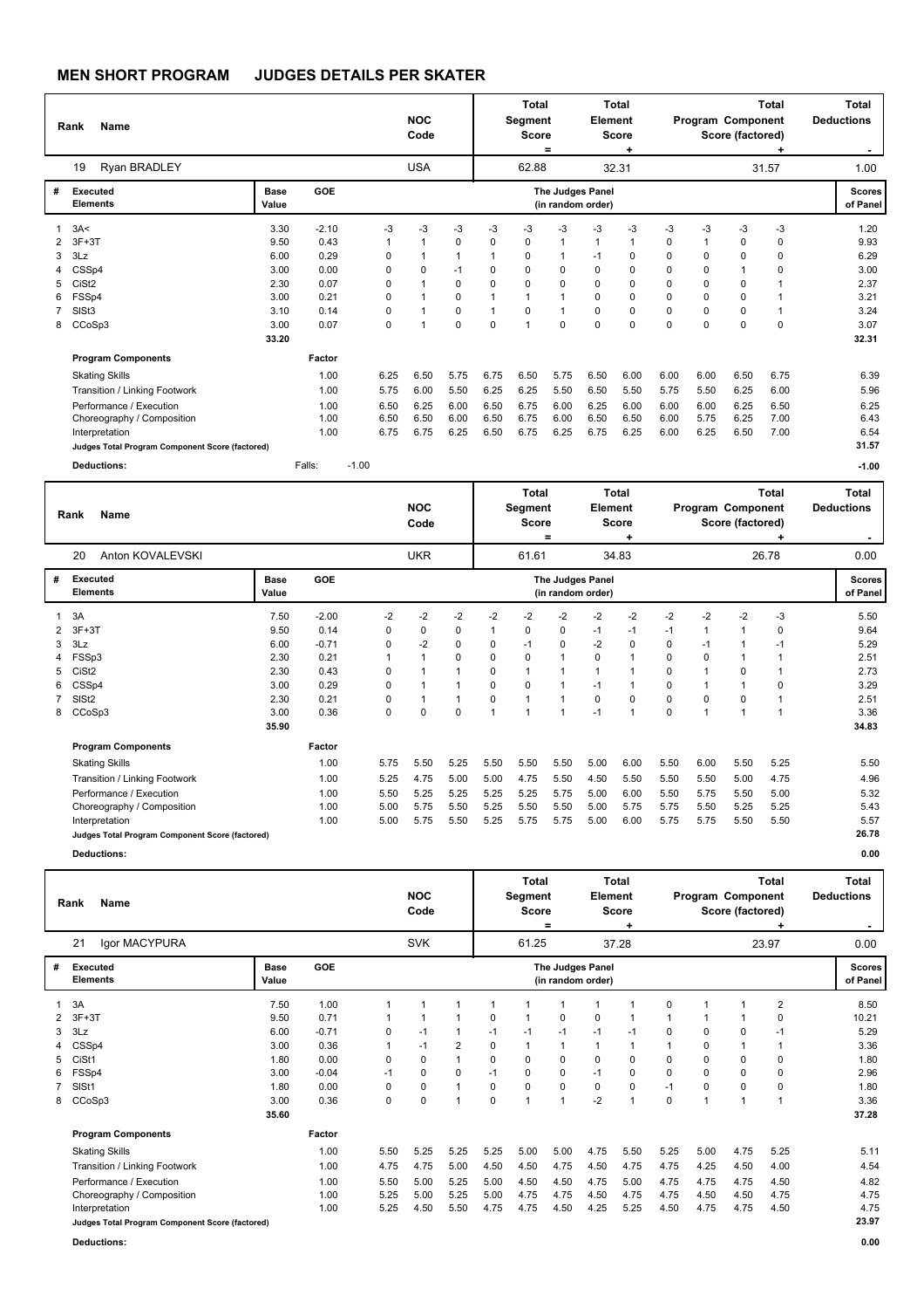## MEN SHORT PROGRAM JUDGES DETAILS PER SKATER

| Rank | Name | NOC Code | Total Segment Score = | Total Element Score + | Total Program Component Score (factored) + | Total Deductions - |
|---|---|---|---|---|---|---|
| 19 | Ryan BRADLEY | USA | 62.88 | 32.31 | 31.57 | 1.00 |

| # | Executed Elements | Base Value | GOE | The Judges Panel (in random order) | | | | | | | | | | | | | Scores of Panel |
|---|---|---|---|---|---|---|---|---|---|---|---|---|---|---|---|---|---|
| 1 | 3A< | 3.30 | -2.10 | -3 | -3 | -3 | -3 | -3 | -3 | -3 | -3 | -3 | -3 | -3 | -3 | | 1.20 |
| 2 | 3F+3T | 9.50 | 0.43 | 1 | 1 | 0 | 0 | 0 | 1 | 1 | 1 | 0 | 1 | 0 | 0 | | 9.93 |
| 3 | 3Lz | 6.00 | 0.29 | 0 | 1 | 1 | 1 | 0 | 1 | -1 | 0 | 0 | 0 | 0 | 0 | | 6.29 |
| 4 | CSSp4 | 3.00 | 0.00 | 0 | 0 | -1 | 0 | 0 | 0 | 0 | 0 | 0 | 0 | 1 | 0 | | 3.00 |
| 5 | CiSt2 | 2.30 | 0.07 | 0 | 1 | 0 | 0 | 0 | 0 | 0 | 0 | 0 | 0 | 0 | 1 | | 2.37 |
| 6 | FSSp4 | 3.00 | 0.21 | 0 | 1 | 0 | 1 | 1 | 1 | 0 | 0 | 0 | 0 | 0 | 1 | | 3.21 |
| 7 | SlSt3 | 3.10 | 0.14 | 0 | 1 | 0 | 1 | 0 | 1 | 0 | 0 | 0 | 0 | 0 | 1 | | 3.24 |
| 8 | CCoSp3 | 3.00 | 0.07 | 0 | 1 | 0 | 0 | 1 | 0 | 0 | 0 | 0 | 0 | 0 | 0 | | 3.07 |
| | | 33.20 | | | | | | | | | | | | | | | 32.31 |

| Program Components | Factor | | | | | | | | | | | | | Scores of Panel |
|---|---|---|---|---|---|---|---|---|---|---|---|---|---|---|
| Skating Skills | 1.00 | 6.25 | 6.50 | 5.75 | 6.75 | 6.50 | 5.75 | 6.50 | 6.00 | 6.00 | 6.00 | 6.50 | 6.75 | 6.39 |
| Transition / Linking Footwork | 1.00 | 5.75 | 6.00 | 5.50 | 6.25 | 6.25 | 5.50 | 6.50 | 5.50 | 5.75 | 5.50 | 6.25 | 6.00 | 5.96 |
| Performance / Execution | 1.00 | 6.50 | 6.25 | 6.00 | 6.50 | 6.75 | 6.00 | 6.25 | 6.00 | 6.00 | 6.00 | 6.25 | 6.50 | 6.25 |
| Choreography / Composition | 1.00 | 6.50 | 6.50 | 6.00 | 6.50 | 6.75 | 6.00 | 6.50 | 6.50 | 6.00 | 5.75 | 6.25 | 7.00 | 6.43 |
| Interpretation | 1.00 | 6.75 | 6.75 | 6.25 | 6.50 | 6.75 | 6.25 | 6.75 | 6.25 | 6.00 | 6.25 | 6.50 | 7.00 | 6.54 |
| Judges Total Program Component Score (factored) | | | | | | | | | | | | | | 31.57 |

Deductions: Falls: -1.00 — **-1.00**

| Rank | Name | NOC Code | Total Segment Score = | Total Element Score + | Total Program Component Score (factored) + | Total Deductions - |
|---|---|---|---|---|---|---|
| 20 | Anton KOVALEVSKI | UKR | 61.61 | 34.83 | 26.78 | 0.00 |

| # | Executed Elements | Base Value | GOE | The Judges Panel (in random order) | | | | | | | | | | | | | Scores of Panel |
|---|---|---|---|---|---|---|---|---|---|---|---|---|---|---|---|---|---|
| 1 | 3A | 7.50 | -2.00 | -2 | -2 | -2 | -2 | -2 | -2 | -2 | -2 | -2 | -2 | -2 | -3 | | 5.50 |
| 2 | 3F+3T | 9.50 | 0.14 | 0 | 0 | 0 | 1 | 0 | 0 | -1 | -1 | -1 | 1 | 1 | 0 | | 9.64 |
| 3 | 3Lz | 6.00 | -0.71 | 0 | -2 | 0 | 0 | -1 | 0 | -2 | 0 | 0 | -1 | 1 | -1 | | 5.29 |
| 4 | FSSp3 | 2.30 | 0.21 | 1 | 1 | 0 | 0 | 0 | 1 | 0 | 1 | 0 | 0 | 1 | 1 | | 2.51 |
| 5 | CiSt2 | 2.30 | 0.43 | 0 | 1 | 1 | 0 | 1 | 1 | 1 | 1 | 0 | 1 | 0 | 1 | | 2.73 |
| 6 | CSSp4 | 3.00 | 0.29 | 0 | 1 | 1 | 0 | 0 | 1 | -1 | 1 | 0 | 1 | 1 | 0 | | 3.29 |
| 7 | SlSt2 | 2.30 | 0.21 | 0 | 1 | 1 | 0 | 1 | 1 | 0 | 0 | 0 | 0 | 0 | 1 | | 2.51 |
| 8 | CCoSp3 | 3.00 | 0.36 | 0 | 0 | 0 | 1 | 1 | 1 | -1 | 1 | 0 | 1 | 1 | 1 | | 3.36 |
| | | 35.90 | | | | | | | | | | | | | | | 34.83 |

| Program Components | Factor | | | | | | | | | | | | | Scores of Panel |
|---|---|---|---|---|---|---|---|---|---|---|---|---|---|---|
| Skating Skills | 1.00 | 5.75 | 5.50 | 5.25 | 5.50 | 5.50 | 5.50 | 5.00 | 6.00 | 5.50 | 6.00 | 5.50 | 5.25 | 5.50 |
| Transition / Linking Footwork | 1.00 | 5.25 | 4.75 | 5.00 | 5.00 | 4.75 | 5.50 | 4.50 | 5.50 | 5.50 | 5.50 | 5.00 | 4.75 | 4.96 |
| Performance / Execution | 1.00 | 5.50 | 5.25 | 5.25 | 5.25 | 5.25 | 5.75 | 5.00 | 6.00 | 5.50 | 5.75 | 5.50 | 5.00 | 5.32 |
| Choreography / Composition | 1.00 | 5.00 | 5.75 | 5.50 | 5.25 | 5.50 | 5.50 | 5.00 | 5.75 | 5.75 | 5.50 | 5.25 | 5.25 | 5.43 |
| Interpretation | 1.00 | 5.00 | 5.75 | 5.50 | 5.25 | 5.75 | 5.75 | 5.00 | 6.00 | 5.75 | 5.75 | 5.50 | 5.50 | 5.57 |
| Judges Total Program Component Score (factored) | | | | | | | | | | | | | | 26.78 |

Deductions: **0.00**

| Rank | Name | NOC Code | Total Segment Score = | Total Element Score + | Total Program Component Score (factored) + | Total Deductions - |
|---|---|---|---|---|---|---|
| 21 | Igor MACYPURA | SVK | 61.25 | 37.28 | 23.97 | 0.00 |

| # | Executed Elements | Base Value | GOE | The Judges Panel (in random order) | | | | | | | | | | | | | Scores of Panel |
|---|---|---|---|---|---|---|---|---|---|---|---|---|---|---|---|---|---|
| 1 | 3A | 7.50 | 1.00 | 1 | 1 | 1 | 1 | 1 | 1 | 1 | 1 | 0 | 1 | 1 | 2 | | 8.50 |
| 2 | 3F+3T | 9.50 | 0.71 | 1 | 1 | 1 | 0 | 1 | 0 | 0 | 1 | 1 | 1 | 1 | 0 | | 10.21 |
| 3 | 3Lz | 6.00 | -0.71 | 0 | -1 | 1 | -1 | -1 | -1 | -1 | -1 | 0 | 0 | 0 | -1 | | 5.29 |
| 4 | CSSp4 | 3.00 | 0.36 | 1 | -1 | 2 | 0 | 1 | 1 | 1 | 1 | 1 | 0 | 1 | 1 | | 3.36 |
| 5 | CiSt1 | 1.80 | 0.00 | 0 | 0 | 1 | 0 | 0 | 0 | 0 | 0 | 0 | 0 | 0 | 0 | | 1.80 |
| 6 | FSSp4 | 3.00 | -0.04 | -1 | 0 | 0 | -1 | 0 | 0 | -1 | 0 | 0 | 0 | 0 | 0 | | 2.96 |
| 7 | SlSt1 | 1.80 | 0.00 | 0 | 0 | 1 | 0 | 0 | 0 | 0 | 0 | -1 | 0 | 0 | 0 | | 1.80 |
| 8 | CCoSp3 | 3.00 | 0.36 | 0 | 0 | 1 | 0 | 1 | 1 | -2 | 1 | 0 | 1 | 1 | 1 | | 3.36 |
| | | 35.60 | | | | | | | | | | | | | | | 37.28 |

| Program Components | Factor | | | | | | | | | | | | | Scores of Panel |
|---|---|---|---|---|---|---|---|---|---|---|---|---|---|---|
| Skating Skills | 1.00 | 5.50 | 5.25 | 5.25 | 5.25 | 5.00 | 5.00 | 4.75 | 5.50 | 5.25 | 5.00 | 4.75 | 5.25 | 5.11 |
| Transition / Linking Footwork | 1.00 | 4.75 | 4.75 | 5.00 | 4.50 | 4.50 | 4.75 | 4.50 | 4.75 | 4.75 | 4.25 | 4.50 | 4.00 | 4.54 |
| Performance / Execution | 1.00 | 5.50 | 5.00 | 5.25 | 5.00 | 4.50 | 4.50 | 4.75 | 5.00 | 4.75 | 4.75 | 4.75 | 4.50 | 4.82 |
| Choreography / Composition | 1.00 | 5.25 | 5.00 | 5.25 | 5.00 | 4.75 | 4.75 | 4.50 | 4.75 | 4.75 | 4.50 | 4.50 | 4.75 | 4.75 |
| Interpretation | 1.00 | 5.25 | 4.50 | 5.50 | 4.75 | 4.75 | 4.50 | 4.25 | 5.25 | 4.50 | 4.75 | 4.75 | 4.50 | 4.75 |
| Judges Total Program Component Score (factored) | | | | | | | | | | | | | | 23.97 |

Deductions: **0.00**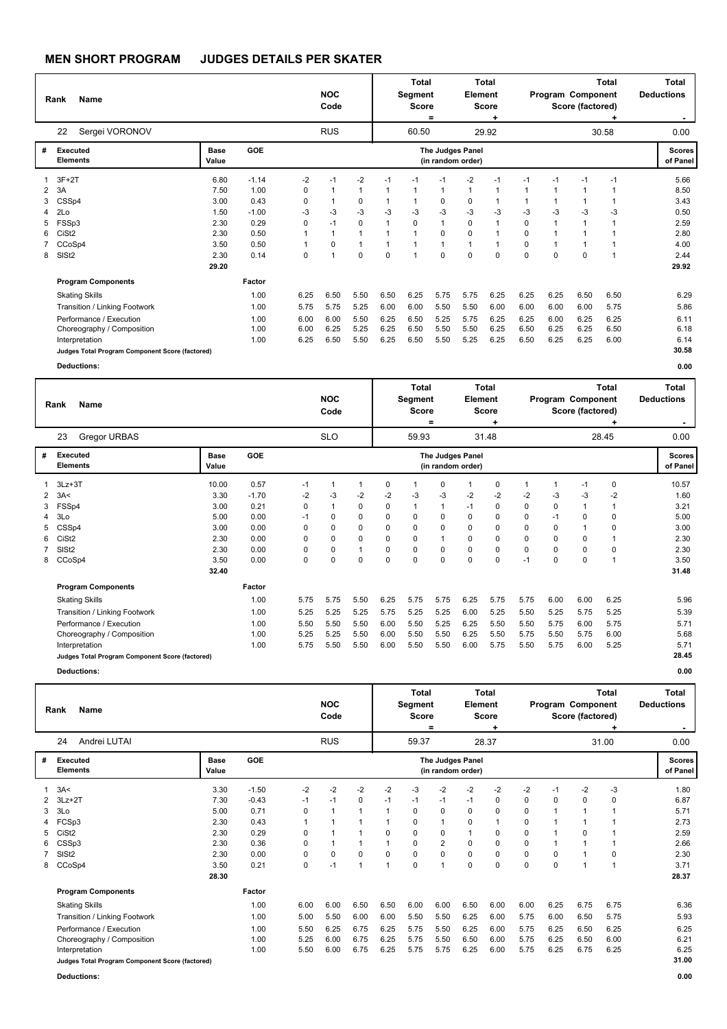# MEN SHORT PROGRAM JUDGES DETAILS PER SKATER

| Rank | Name | NOC Code | Total Segment Score = | Total Element Score + | Total Program Component Score (factored) + | Total Deductions - |
|---|---|---|---|---|---|---|
| 22 | Sergei VORONOV | RUS | 60.50 | 29.92 | 30.58 | 0.00 |

| # | Executed Elements | Base Value | GOE | J1 | J2 | J3 | J4 | J5 | J6 | J7 | J8 | J9 | J10 | J11 | J12 | Scores of Panel |
|---|---|---|---|---|---|---|---|---|---|---|---|---|---|---|---|---|
| 1 | 3F+2T | 6.80 | -1.14 | -2 | -1 | -2 | -1 | -1 | -1 | -2 | -1 | -1 | -1 | -1 | -1 | 5.66 |
| 2 | 3A | 7.50 | 1.00 | 0 | 1 | 1 | 1 | 1 | 1 | 1 | 1 | 1 | 1 | 1 | 1 | 8.50 |
| 3 | CSSp4 | 3.00 | 0.43 | 0 | 1 | 0 | 1 | 1 | 0 | 0 | 1 | 1 | 1 | 1 | 1 | 3.43 |
| 4 | 2Lo | 1.50 | -1.00 | -3 | -3 | -3 | -3 | -3 | -3 | -3 | -3 | -3 | -3 | -3 | -3 | 0.50 |
| 5 | FSSp3 | 2.30 | 0.29 | 0 | -1 | 0 | 1 | 0 | 1 | 0 | 1 | 0 | 1 | 1 | 1 | 2.59 |
| 6 | CiSt2 | 2.30 | 0.50 | 1 | 1 | 1 | 1 | 1 | 0 | 0 | 1 | 0 | 1 | 1 | 1 | 2.80 |
| 7 | CCoSp4 | 3.50 | 0.50 | 1 | 0 | 1 | 1 | 1 | 1 | 1 | 1 | 0 | 1 | 1 | 1 | 4.00 |
| 8 | SlSt2 | 2.30 | 0.14 | 0 | 1 | 0 | 0 | 1 | 0 | 0 | 0 | 0 | 0 | 0 | 1 | 2.44 |
| | | 29.20 | | | | | | | | | | | | | | 29.92 |

| Program Components | Factor | J1 | J2 | J3 | J4 | J5 | J6 | J7 | J8 | J9 | J10 | J11 | J12 | Scores of Panel |
|---|---|---|---|---|---|---|---|---|---|---|---|---|---|---|
| Skating Skills | 1.00 | 6.25 | 6.50 | 5.50 | 6.50 | 6.25 | 5.75 | 5.75 | 6.25 | 6.25 | 6.25 | 6.50 | 6.50 | 6.29 |
| Transition / Linking Footwork | 1.00 | 5.75 | 5.75 | 5.25 | 6.00 | 6.00 | 5.50 | 5.50 | 6.00 | 6.00 | 6.00 | 6.00 | 5.75 | 5.86 |
| Performance / Execution | 1.00 | 6.00 | 6.00 | 5.50 | 6.25 | 6.50 | 5.25 | 5.75 | 6.25 | 6.25 | 6.00 | 6.25 | 6.25 | 6.11 |
| Choreography / Composition | 1.00 | 6.00 | 6.25 | 5.25 | 6.25 | 6.50 | 5.50 | 5.50 | 6.25 | 6.50 | 6.25 | 6.25 | 6.50 | 6.18 |
| Interpretation | 1.00 | 6.25 | 6.50 | 5.50 | 6.25 | 6.50 | 5.50 | 5.25 | 6.25 | 6.50 | 6.25 | 6.25 | 6.00 | 6.14 |
| Judges Total Program Component Score (factored) | | | | | | | | | | | | | | 30.58 |
| Deductions: | | | | | | | | | | | | | | 0.00 |

| Rank | Name | NOC Code | Total Segment Score = | Total Element Score + | Total Program Component Score (factored) + | Total Deductions - |
|---|---|---|---|---|---|---|
| 23 | Gregor URBAS | SLO | 59.93 | 31.48 | 28.45 | 0.00 |

| # | Executed Elements | Base Value | GOE | J1 | J2 | J3 | J4 | J5 | J6 | J7 | J8 | J9 | J10 | J11 | J12 | Scores of Panel |
|---|---|---|---|---|---|---|---|---|---|---|---|---|---|---|---|---|
| 1 | 3Lz+3T | 10.00 | 0.57 | -1 | 1 | 1 | 0 | 1 | 0 | 1 | 0 | 1 | 1 | -1 | 0 | 10.57 |
| 2 | 3A< | 3.30 | -1.70 | -2 | -3 | -2 | -2 | -3 | -3 | -2 | -2 | -2 | -3 | -3 | -2 | 1.60 |
| 3 | FSSp4 | 3.00 | 0.21 | 0 | 1 | 0 | 0 | 1 | 1 | -1 | 0 | 0 | 0 | 1 | 1 | 3.21 |
| 4 | 3Lo | 5.00 | 0.00 | -1 | 0 | 0 | 0 | 0 | 0 | 0 | 0 | 0 | -1 | 0 | 0 | 5.00 |
| 5 | CSSp4 | 3.00 | 0.00 | 0 | 0 | 0 | 0 | 0 | 0 | 0 | 0 | 0 | 0 | 1 | 0 | 3.00 |
| 6 | CiSt2 | 2.30 | 0.00 | 0 | 0 | 0 | 0 | 0 | 1 | 0 | 0 | 0 | 0 | 0 | 1 | 2.30 |
| 7 | SlSt2 | 2.30 | 0.00 | 0 | 0 | 1 | 0 | 0 | 0 | 0 | 0 | 0 | 0 | 0 | 0 | 2.30 |
| 8 | CCoSp4 | 3.50 | 0.00 | 0 | 0 | 0 | 0 | 0 | 0 | 0 | 0 | -1 | 0 | 0 | 1 | 3.50 |
| | | 32.40 | | | | | | | | | | | | | | 31.48 |

| Program Components | Factor | J1 | J2 | J3 | J4 | J5 | J6 | J7 | J8 | J9 | J10 | J11 | J12 | Scores of Panel |
|---|---|---|---|---|---|---|---|---|---|---|---|---|---|---|
| Skating Skills | 1.00 | 5.75 | 5.75 | 5.50 | 6.25 | 5.75 | 5.75 | 6.25 | 5.75 | 5.75 | 6.00 | 6.00 | 6.25 | 5.96 |
| Transition / Linking Footwork | 1.00 | 5.25 | 5.25 | 5.25 | 5.75 | 5.25 | 5.25 | 6.00 | 5.25 | 5.50 | 5.25 | 5.75 | 5.25 | 5.39 |
| Performance / Execution | 1.00 | 5.50 | 5.50 | 5.50 | 6.00 | 5.50 | 5.25 | 6.25 | 5.50 | 5.50 | 5.75 | 6.00 | 5.75 | 5.71 |
| Choreography / Composition | 1.00 | 5.25 | 5.25 | 5.50 | 6.00 | 5.50 | 5.50 | 6.25 | 5.50 | 5.75 | 5.50 | 5.75 | 6.00 | 5.68 |
| Interpretation | 1.00 | 5.75 | 5.50 | 5.50 | 6.00 | 5.50 | 5.50 | 6.00 | 5.75 | 5.50 | 5.75 | 6.00 | 5.25 | 5.71 |
| Judges Total Program Component Score (factored) | | | | | | | | | | | | | | 28.45 |
| Deductions: | | | | | | | | | | | | | | 0.00 |

| Rank | Name | NOC Code | Total Segment Score = | Total Element Score + | Total Program Component Score (factored) + | Total Deductions - |
|---|---|---|---|---|---|---|
| 24 | Andrei LUTAI | RUS | 59.37 | 28.37 | 31.00 | 0.00 |

| # | Executed Elements | Base Value | GOE | J1 | J2 | J3 | J4 | J5 | J6 | J7 | J8 | J9 | J10 | J11 | J12 | Scores of Panel |
|---|---|---|---|---|---|---|---|---|---|---|---|---|---|---|---|---|
| 1 | 3A< | 3.30 | -1.50 | -2 | -2 | -2 | -2 | -3 | -2 | -2 | -2 | -2 | -1 | -2 | -3 | 1.80 |
| 2 | 3Lz+2T | 7.30 | -0.43 | -1 | -1 | 0 | -1 | -1 | -1 | -1 | 0 | 0 | 0 | 0 | 0 | 6.87 |
| 3 | 3Lo | 5.00 | 0.71 | 0 | 1 | 1 | 1 | 0 | 0 | 0 | 0 | 0 | 1 | 1 | 1 | 5.71 |
| 4 | FCSp3 | 2.30 | 0.43 | 1 | 1 | 1 | 1 | 0 | 1 | 0 | 1 | 0 | 1 | 1 | 1 | 2.73 |
| 5 | CiSt2 | 2.30 | 0.29 | 0 | 1 | 1 | 0 | 0 | 0 | 1 | 0 | 0 | 1 | 0 | 1 | 2.59 |
| 6 | CSSp3 | 2.30 | 0.36 | 0 | 1 | 1 | 1 | 0 | 2 | 0 | 0 | 0 | 1 | 1 | 1 | 2.66 |
| 7 | SlSt2 | 2.30 | 0.00 | 0 | 0 | 0 | 0 | 0 | 0 | 0 | 0 | 0 | 0 | 1 | 0 | 2.30 |
| 8 | CCoSp4 | 3.50 | 0.21 | 0 | -1 | 1 | 1 | 0 | 1 | 0 | 0 | 0 | 0 | 1 | 1 | 3.71 |
| | | 28.30 | | | | | | | | | | | | | | 28.37 |

| Program Components | Factor | J1 | J2 | J3 | J4 | J5 | J6 | J7 | J8 | J9 | J10 | J11 | J12 | Scores of Panel |
|---|---|---|---|---|---|---|---|---|---|---|---|---|---|---|
| Skating Skills | 1.00 | 6.00 | 6.00 | 6.50 | 6.50 | 6.00 | 6.00 | 6.50 | 6.00 | 6.00 | 6.25 | 6.75 | 6.75 | 6.36 |
| Transition / Linking Footwork | 1.00 | 5.00 | 5.50 | 6.00 | 6.00 | 5.50 | 5.50 | 6.25 | 6.00 | 5.75 | 6.00 | 6.50 | 5.75 | 5.93 |
| Performance / Execution | 1.00 | 5.50 | 6.25 | 6.75 | 6.25 | 5.75 | 5.50 | 6.25 | 6.00 | 5.75 | 6.25 | 6.50 | 6.25 | 6.25 |
| Choreography / Composition | 1.00 | 5.25 | 6.00 | 6.75 | 6.25 | 5.75 | 5.50 | 6.50 | 6.00 | 5.75 | 6.25 | 6.50 | 6.00 | 6.21 |
| Interpretation | 1.00 | 5.50 | 6.00 | 6.75 | 6.25 | 5.75 | 5.75 | 6.25 | 6.00 | 5.75 | 6.25 | 6.75 | 6.25 | 6.25 |
| Judges Total Program Component Score (factored) | | | | | | | | | | | | | | 31.00 |
| Deductions: | | | | | | | | | | | | | | 0.00 |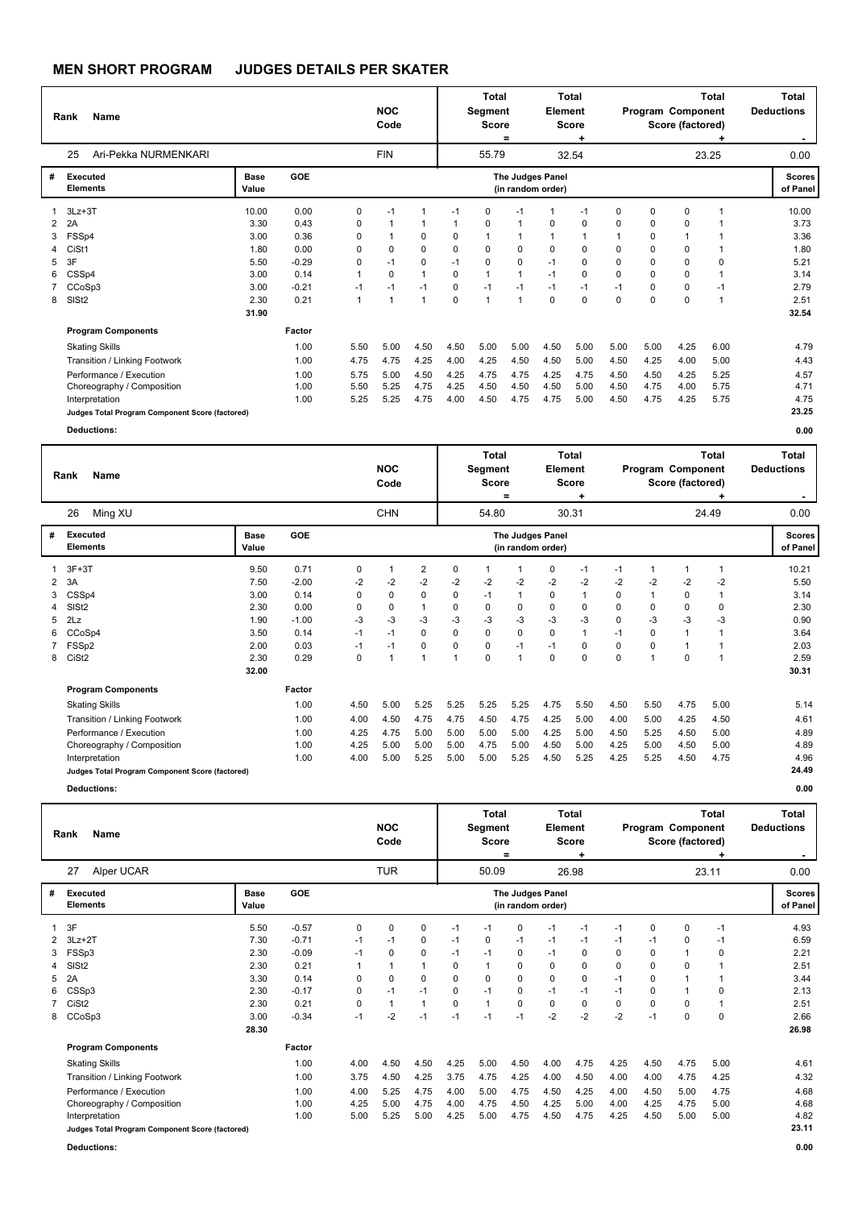## MEN SHORT PROGRAM JUDGES DETAILS PER SKATER

| Rank | Name | NOC Code | Total Segment Score = | Total Element Score + | Total Program Component Score (factored) + | Total Deductions - |
|---|---|---|---|---|---|---|
| 25 | Ari-Pekka NURMENKARI | FIN | 55.79 | 32.54 | 23.25 | 0.00 |

| # | Executed Elements | Base Value | GOE | | | | | The Judges Panel (in random order) | | | | | | | | Scores of Panel |
|---|---|---|---|---|---|---|---|---|---|---|---|---|---|---|---|---|
| 1 | 3Lz+3T | 10.00 | 0.00 | 0 | -1 | 1 | -1 | 0 | -1 | 1 | -1 | 0 | 0 | 0 | 1 | 10.00 |
| 2 | 2A | 3.30 | 0.43 | 0 | 1 | 1 | 1 | 0 | 1 | 0 | 0 | 0 | 0 | 0 | 1 | 3.73 |
| 3 | FSSp4 | 3.00 | 0.36 | 0 | 1 | 0 | 0 | 1 | 1 | 1 | 1 | 1 | 0 | 1 | 1 | 3.36 |
| 4 | CiSt1 | 1.80 | 0.00 | 0 | 0 | 0 | 0 | 0 | 0 | 0 | 0 | 0 | 0 | 0 | 1 | 1.80 |
| 5 | 3F | 5.50 | -0.29 | 0 | -1 | 0 | -1 | 0 | 0 | -1 | 0 | 0 | 0 | 0 | 0 | 5.21 |
| 6 | CSSp4 | 3.00 | 0.14 | 1 | 0 | 1 | 0 | 1 | 1 | -1 | 0 | 0 | 0 | 0 | 1 | 3.14 |
| 7 | CCoSp3 | 3.00 | -0.21 | -1 | -1 | -1 | 0 | -1 | -1 | -1 | -1 | -1 | 0 | 0 | -1 | 2.79 |
| 8 | SlSt2 | 2.30 | 0.21 | 1 | 1 | 1 | 0 | 1 | 1 | 0 | 0 | 0 | 0 | 0 | 1 | 2.51 |
| | | 31.90 | | | | | | | | | | | | | | 32.54 |

| Program Components | Factor | | | | | | | | | | | | | |
|---|---|---|---|---|---|---|---|---|---|---|---|---|---|---|
| Skating Skills | 1.00 | 5.50 | 5.00 | 4.50 | 4.50 | 5.00 | 5.00 | 4.50 | 5.00 | 5.00 | 5.00 | 4.25 | 6.00 | 4.79 |
| Transition / Linking Footwork | 1.00 | 4.75 | 4.75 | 4.25 | 4.00 | 4.25 | 4.50 | 4.50 | 5.00 | 4.50 | 4.25 | 4.00 | 5.00 | 4.43 |
| Performance / Execution | 1.00 | 5.75 | 5.00 | 4.50 | 4.25 | 4.75 | 4.75 | 4.25 | 4.75 | 4.50 | 4.50 | 4.25 | 5.25 | 4.57 |
| Choreography / Composition | 1.00 | 5.50 | 5.25 | 4.75 | 4.25 | 4.50 | 4.50 | 4.50 | 5.00 | 4.50 | 4.75 | 4.00 | 5.75 | 4.71 |
| Interpretation | 1.00 | 5.25 | 5.25 | 4.75 | 4.00 | 4.50 | 4.75 | 4.75 | 5.00 | 4.50 | 4.75 | 4.25 | 5.75 | 4.75 |
| Judges Total Program Component Score (factored) | | | | | | | | | | | | | | 23.25 |

**Deductions:** 0.00

| Rank | Name | NOC Code | Total Segment Score = | Total Element Score + | Total Program Component Score (factored) + | Total Deductions - |
|---|---|---|---|---|---|---|
| 26 | Ming XU | CHN | 54.80 | 30.31 | 24.49 | 0.00 |

| # | Executed Elements | Base Value | GOE | | | | | The Judges Panel (in random order) | | | | | | | | Scores of Panel |
|---|---|---|---|---|---|---|---|---|---|---|---|---|---|---|---|---|
| 1 | 3F+3T | 9.50 | 0.71 | 0 | 1 | 2 | 0 | 1 | 1 | 0 | -1 | -1 | 1 | 1 | 1 | 10.21 |
| 2 | 3A | 7.50 | -2.00 | -2 | -2 | -2 | -2 | -2 | -2 | -2 | -2 | -2 | -2 | -2 | -2 | 5.50 |
| 3 | CSSp4 | 3.00 | 0.14 | 0 | 0 | 0 | 0 | -1 | 1 | 0 | 1 | 0 | 1 | 0 | 1 | 3.14 |
| 4 | SlSt2 | 2.30 | 0.00 | 0 | 0 | 1 | 0 | 0 | 0 | 0 | 0 | 0 | 0 | 0 | 0 | 2.30 |
| 5 | 2Lz | 1.90 | -1.00 | -3 | -3 | -3 | -3 | -3 | -3 | -3 | -3 | 0 | -3 | -3 | -3 | 0.90 |
| 6 | CCoSp4 | 3.50 | 0.14 | -1 | -1 | 0 | 0 | 0 | 0 | 0 | 1 | -1 | 0 | 1 | 1 | 3.64 |
| 7 | FSSp2 | 2.00 | 0.03 | -1 | -1 | 0 | 0 | 0 | -1 | -1 | 0 | 0 | 0 | 1 | 1 | 2.03 |
| 8 | CiSt2 | 2.30 | 0.29 | 0 | 1 | 1 | 1 | 0 | 1 | 0 | 0 | 0 | 1 | 0 | 1 | 2.59 |
| | | 32.00 | | | | | | | | | | | | | | 30.31 |

| Program Components | Factor | | | | | | | | | | | | | |
|---|---|---|---|---|---|---|---|---|---|---|---|---|---|---|
| Skating Skills | 1.00 | 4.50 | 5.00 | 5.25 | 5.25 | 5.25 | 5.25 | 4.75 | 5.50 | 4.50 | 5.50 | 4.75 | 5.00 | 5.14 |
| Transition / Linking Footwork | 1.00 | 4.00 | 4.50 | 4.75 | 4.75 | 4.50 | 4.75 | 4.25 | 5.00 | 4.00 | 5.00 | 4.25 | 4.50 | 4.61 |
| Performance / Execution | 1.00 | 4.25 | 4.75 | 5.00 | 5.00 | 5.00 | 5.00 | 4.25 | 5.00 | 4.50 | 5.25 | 4.50 | 5.00 | 4.89 |
| Choreography / Composition | 1.00 | 4.25 | 5.00 | 5.00 | 5.00 | 4.75 | 5.00 | 4.50 | 5.00 | 4.25 | 5.00 | 4.50 | 5.00 | 4.89 |
| Interpretation | 1.00 | 4.00 | 5.00 | 5.25 | 5.00 | 5.00 | 5.25 | 4.50 | 5.25 | 4.25 | 5.25 | 4.50 | 4.75 | 4.96 |
| Judges Total Program Component Score (factored) | | | | | | | | | | | | | | 24.49 |

**Deductions:** 0.00

| Rank | Name | NOC Code | Total Segment Score = | Total Element Score + | Total Program Component Score (factored) + | Total Deductions - |
|---|---|---|---|---|---|---|
| 27 | Alper UCAR | TUR | 50.09 | 26.98 | 23.11 | 0.00 |

| # | Executed Elements | Base Value | GOE | | | | | The Judges Panel (in random order) | | | | | | | | Scores of Panel |
|---|---|---|---|---|---|---|---|---|---|---|---|---|---|---|---|---|
| 1 | 3F | 5.50 | -0.57 | 0 | 0 | 0 | -1 | -1 | 0 | -1 | -1 | -1 | 0 | 0 | -1 | 4.93 |
| 2 | 3Lz+2T | 7.30 | -0.71 | -1 | -1 | 0 | -1 | 0 | -1 | -1 | -1 | -1 | -1 | 0 | -1 | 6.59 |
| 3 | FSSp3 | 2.30 | -0.09 | -1 | 0 | 0 | -1 | -1 | 0 | -1 | 0 | 0 | 0 | 1 | 0 | 2.21 |
| 4 | SlSt2 | 2.30 | 0.21 | 1 | 1 | 1 | 0 | 1 | 0 | 0 | 0 | 0 | 0 | 0 | 1 | 2.51 |
| 5 | 2A | 3.30 | 0.14 | 0 | 0 | 0 | 0 | 0 | 0 | 0 | 0 | -1 | 0 | 1 | 1 | 3.44 |
| 6 | CSSp3 | 2.30 | -0.17 | 0 | -1 | -1 | 0 | -1 | 0 | -1 | -1 | -1 | 0 | 1 | 0 | 2.13 |
| 7 | CiSt2 | 2.30 | 0.21 | 0 | 1 | 1 | 0 | 1 | 0 | 0 | 0 | 0 | 0 | 0 | 1 | 2.51 |
| 8 | CCoSp3 | 3.00 | -0.34 | -1 | -2 | -1 | -1 | -1 | -1 | -2 | -2 | -2 | -1 | 0 | 0 | 2.66 |
| | | 28.30 | | | | | | | | | | | | | | 26.98 |

| Program Components | Factor | | | | | | | | | | | | | |
|---|---|---|---|---|---|---|---|---|---|---|---|---|---|---|
| Skating Skills | 1.00 | 4.00 | 4.50 | 4.50 | 4.25 | 5.00 | 4.50 | 4.00 | 4.75 | 4.25 | 4.50 | 4.75 | 5.00 | 4.61 |
| Transition / Linking Footwork | 1.00 | 3.75 | 4.50 | 4.25 | 3.75 | 4.75 | 4.25 | 4.00 | 4.50 | 4.00 | 4.00 | 4.75 | 4.25 | 4.32 |
| Performance / Execution | 1.00 | 4.00 | 5.25 | 4.75 | 4.00 | 5.00 | 4.75 | 4.50 | 4.25 | 4.00 | 4.50 | 5.00 | 4.75 | 4.68 |
| Choreography / Composition | 1.00 | 4.25 | 5.00 | 4.75 | 4.00 | 4.75 | 4.50 | 4.25 | 5.00 | 4.00 | 4.25 | 4.75 | 5.00 | 4.68 |
| Interpretation | 1.00 | 5.00 | 5.25 | 5.00 | 4.25 | 5.00 | 4.75 | 4.50 | 4.75 | 4.25 | 4.50 | 5.00 | 5.00 | 4.82 |
| Judges Total Program Component Score (factored) | | | | | | | | | | | | | | 23.11 |

**Deductions:** 0.00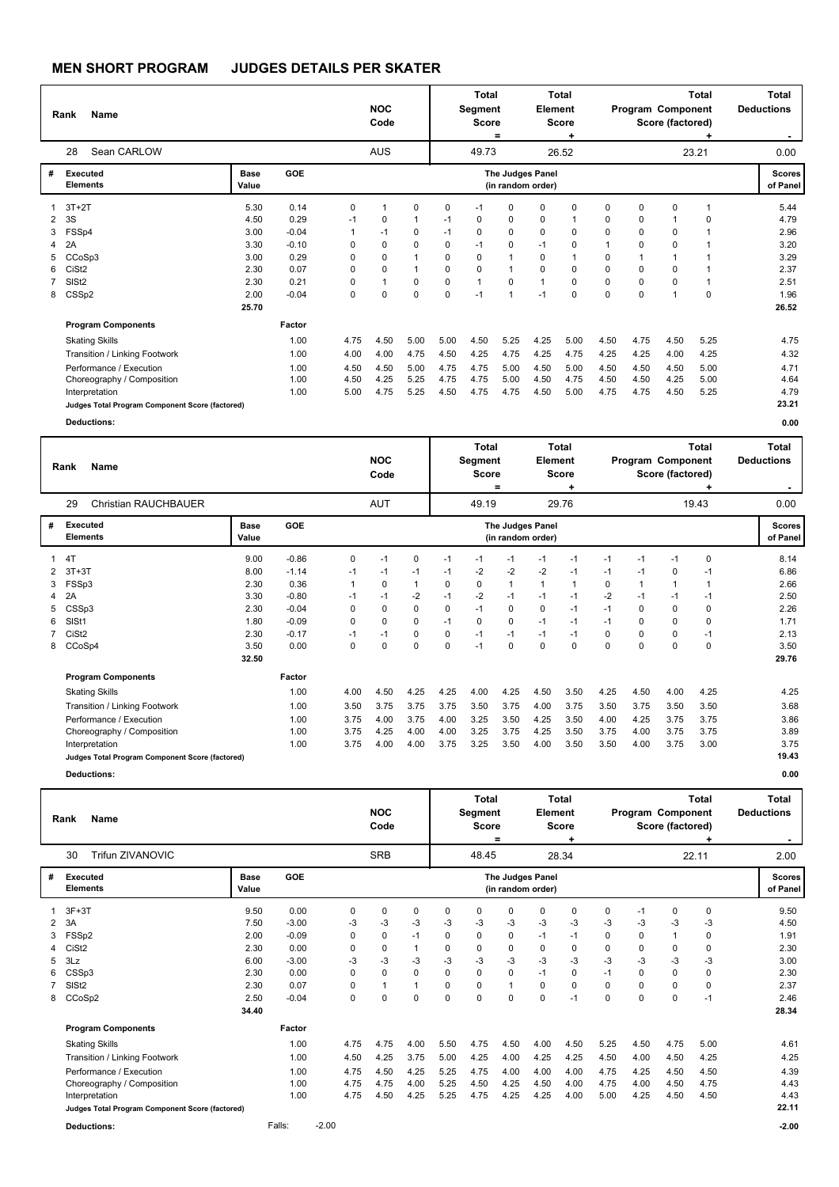# MEN SHORT PROGRAM JUDGES DETAILS PER SKATER

| Rank | Name | NOC Code | Total Segment Score = | Total Element Score + | Total Program Component Score (factored) + | Total Deductions - |
|---|---|---|---|---|---|---|
| 28 | Sean CARLOW | AUS | 49.73 | 26.52 | 23.21 | 0.00 |

| # | Executed Elements | Base Value | GOE | J1 | J2 | J3 | J4 | J5 | J6 | J7 | J8 | J9 | J10 | J11 | J12 | Scores of Panel |
|---|---|---|---|---|---|---|---|---|---|---|---|---|---|---|---|---|
| 1 | 3T+2T | 5.30 | 0.14 | 0 | 1 | 0 | 0 | -1 | 0 | 0 | 0 | 0 | 0 | 0 | 1 | 5.44 |
| 2 | 3S | 4.50 | 0.29 | -1 | 0 | 1 | -1 | 0 | 0 | 0 | 1 | 0 | 0 | 1 | 0 | 4.79 |
| 3 | FSSp4 | 3.00 | -0.04 | 1 | -1 | 0 | -1 | 0 | 0 | 0 | 0 | 0 | 0 | 0 | 1 | 2.96 |
| 4 | 2A | 3.30 | -0.10 | 0 | 0 | 0 | 0 | -1 | 0 | -1 | 0 | 1 | 0 | 0 | 1 | 3.20 |
| 5 | CCoSp3 | 3.00 | 0.29 | 0 | 0 | 1 | 0 | 0 | 1 | 0 | 1 | 0 | 1 | 1 | 1 | 3.29 |
| 6 | CiSt2 | 2.30 | 0.07 | 0 | 0 | 1 | 0 | 0 | 1 | 0 | 0 | 0 | 0 | 0 | 1 | 2.37 |
| 7 | SlSt2 | 2.30 | 0.21 | 0 | 1 | 0 | 0 | 1 | 0 | 1 | 0 | 0 | 0 | 0 | 1 | 2.51 |
| 8 | CSSp2 | 2.00 | -0.04 | 0 | 0 | 0 | 0 | -1 | 1 | -1 | 0 | 0 | 0 | 1 | 0 | 1.96 |
| | | 25.70 | | | | | | | | | | | | | | 26.52 |

| Program Components | Factor | J1 | J2 | J3 | J4 | J5 | J6 | J7 | J8 | J9 | J10 | J11 | J12 | Scores of Panel |
|---|---|---|---|---|---|---|---|---|---|---|---|---|---|---|
| Skating Skills | 1.00 | 4.75 | 4.50 | 5.00 | 5.00 | 4.50 | 5.25 | 4.25 | 5.00 | 4.50 | 4.75 | 4.50 | 5.25 | 4.75 |
| Transition / Linking Footwork | 1.00 | 4.00 | 4.00 | 4.75 | 4.50 | 4.25 | 4.75 | 4.25 | 4.75 | 4.25 | 4.25 | 4.00 | 4.25 | 4.32 |
| Performance / Execution | 1.00 | 4.50 | 4.50 | 5.00 | 4.75 | 4.75 | 5.00 | 4.50 | 5.00 | 4.50 | 4.50 | 4.50 | 5.00 | 4.71 |
| Choreography / Composition | 1.00 | 4.50 | 4.25 | 5.25 | 4.75 | 4.75 | 5.00 | 4.50 | 4.75 | 4.50 | 4.50 | 4.25 | 5.00 | 4.64 |
| Interpretation | 1.00 | 5.00 | 4.75 | 5.25 | 4.50 | 4.75 | 4.75 | 4.50 | 5.00 | 4.75 | 4.75 | 4.50 | 5.25 | 4.79 |
| Judges Total Program Component Score (factored) | | | | | | | | | | | | | | 23.21 |

**Deductions:** 0.00

| Rank | Name | NOC Code | Total Segment Score = | Total Element Score + | Total Program Component Score (factored) + | Total Deductions - |
|---|---|---|---|---|---|---|
| 29 | Christian RAUCHBAUER | AUT | 49.19 | 29.76 | 19.43 | 0.00 |

| # | Executed Elements | Base Value | GOE | J1 | J2 | J3 | J4 | J5 | J6 | J7 | J8 | J9 | J10 | J11 | J12 | Scores of Panel |
|---|---|---|---|---|---|---|---|---|---|---|---|---|---|---|---|---|
| 1 | 4T | 9.00 | -0.86 | 0 | -1 | 0 | -1 | -1 | -1 | -1 | -1 | -1 | -1 | -1 | 0 | 8.14 |
| 2 | 3T+3T | 8.00 | -1.14 | -1 | -1 | -1 | -1 | -2 | -2 | -2 | -1 | -1 | -1 | 0 | -1 | 6.86 |
| 3 | FSSp3 | 2.30 | 0.36 | 1 | 0 | 1 | 0 | 0 | 1 | 1 | 1 | 0 | 1 | 1 | 1 | 2.66 |
| 4 | 2A | 3.30 | -0.80 | -1 | -1 | -2 | -1 | -2 | -1 | -1 | -1 | -2 | -1 | -1 | -1 | 2.50 |
| 5 | CSSp3 | 2.30 | -0.04 | 0 | 0 | 0 | 0 | -1 | 0 | 0 | -1 | -1 | 0 | 0 | 0 | 2.26 |
| 6 | SlSt1 | 1.80 | -0.09 | 0 | 0 | 0 | -1 | 0 | 0 | -1 | -1 | -1 | 0 | 0 | 0 | 1.71 |
| 7 | CiSt2 | 2.30 | -0.17 | -1 | -1 | 0 | 0 | -1 | -1 | -1 | -1 | 0 | 0 | 0 | -1 | 2.13 |
| 8 | CCoSp4 | 3.50 | 0.00 | 0 | 0 | 0 | 0 | -1 | 0 | 0 | 0 | 0 | 0 | 0 | 0 | 3.50 |
| | | 32.50 | | | | | | | | | | | | | | 29.76 |

| Program Components | Factor | J1 | J2 | J3 | J4 | J5 | J6 | J7 | J8 | J9 | J10 | J11 | J12 | Scores of Panel |
|---|---|---|---|---|---|---|---|---|---|---|---|---|---|---|
| Skating Skills | 1.00 | 4.00 | 4.50 | 4.25 | 4.25 | 4.00 | 4.25 | 4.50 | 3.50 | 4.25 | 4.50 | 4.00 | 4.25 | 4.25 |
| Transition / Linking Footwork | 1.00 | 3.50 | 3.75 | 3.75 | 3.75 | 3.50 | 3.75 | 4.00 | 3.75 | 3.50 | 3.75 | 3.50 | 3.50 | 3.68 |
| Performance / Execution | 1.00 | 3.75 | 4.00 | 3.75 | 4.00 | 3.25 | 3.50 | 4.25 | 3.50 | 4.00 | 4.25 | 3.75 | 3.75 | 3.86 |
| Choreography / Composition | 1.00 | 3.75 | 4.25 | 4.00 | 4.00 | 3.25 | 3.75 | 4.25 | 3.50 | 3.75 | 4.00 | 3.75 | 3.75 | 3.89 |
| Interpretation | 1.00 | 3.75 | 4.00 | 4.00 | 3.75 | 3.25 | 3.50 | 4.00 | 3.50 | 3.50 | 4.00 | 3.75 | 3.00 | 3.75 |
| Judges Total Program Component Score (factored) | | | | | | | | | | | | | | 19.43 |

**Deductions:** 0.00

| Rank | Name | NOC Code | Total Segment Score = | Total Element Score + | Total Program Component Score (factored) + | Total Deductions - |
|---|---|---|---|---|---|---|
| 30 | Trifun ZIVANOVIC | SRB | 48.45 | 28.34 | 22.11 | 2.00 |

| # | Executed Elements | Base Value | GOE | J1 | J2 | J3 | J4 | J5 | J6 | J7 | J8 | J9 | J10 | J11 | J12 | Scores of Panel |
|---|---|---|---|---|---|---|---|---|---|---|---|---|---|---|---|---|
| 1 | 3F+3T | 9.50 | 0.00 | 0 | 0 | 0 | 0 | 0 | 0 | 0 | 0 | 0 | -1 | 0 | 0 | 9.50 |
| 2 | 3A | 7.50 | -3.00 | -3 | -3 | -3 | -3 | -3 | -3 | -3 | -3 | -3 | -3 | -3 | -3 | 4.50 |
| 3 | FSSp2 | 2.00 | -0.09 | 0 | 0 | -1 | 0 | 0 | 0 | -1 | -1 | 0 | 0 | 1 | 0 | 1.91 |
| 4 | CiSt2 | 2.30 | 0.00 | 0 | 0 | 1 | 0 | 0 | 0 | 0 | 0 | 0 | 0 | 0 | 0 | 2.30 |
| 5 | 3Lz | 6.00 | -3.00 | -3 | -3 | -3 | -3 | -3 | -3 | -3 | -3 | -3 | -3 | -3 | -3 | 3.00 |
| 6 | CSSp3 | 2.30 | 0.00 | 0 | 0 | 0 | 0 | 0 | 0 | -1 | 0 | -1 | 0 | 0 | 0 | 2.30 |
| 7 | SlSt2 | 2.30 | 0.07 | 0 | 1 | 1 | 0 | 0 | 1 | 0 | 0 | 0 | 0 | 0 | 0 | 2.37 |
| 8 | CCoSp2 | 2.50 | -0.04 | 0 | 0 | 0 | 0 | 0 | 0 | 0 | -1 | 0 | 0 | 0 | -1 | 2.46 |
| | | 34.40 | | | | | | | | | | | | | | 28.34 |

| Program Components | Factor | J1 | J2 | J3 | J4 | J5 | J6 | J7 | J8 | J9 | J10 | J11 | J12 | Scores of Panel |
|---|---|---|---|---|---|---|---|---|---|---|---|---|---|---|
| Skating Skills | 1.00 | 4.75 | 4.75 | 4.00 | 5.50 | 4.75 | 4.50 | 4.00 | 4.50 | 5.25 | 4.50 | 4.75 | 5.00 | 4.61 |
| Transition / Linking Footwork | 1.00 | 4.50 | 4.25 | 3.75 | 5.00 | 4.25 | 4.00 | 4.25 | 4.25 | 4.50 | 4.00 | 4.50 | 4.25 | 4.25 |
| Performance / Execution | 1.00 | 4.75 | 4.50 | 4.25 | 5.25 | 4.75 | 4.00 | 4.00 | 4.00 | 4.75 | 4.25 | 4.50 | 4.50 | 4.39 |
| Choreography / Composition | 1.00 | 4.75 | 4.75 | 4.00 | 5.25 | 4.50 | 4.25 | 4.50 | 4.00 | 4.75 | 4.00 | 4.50 | 4.75 | 4.43 |
| Interpretation | 1.00 | 4.75 | 4.50 | 4.25 | 5.25 | 4.75 | 4.25 | 4.25 | 4.00 | 5.00 | 4.25 | 4.50 | 4.50 | 4.43 |
| Judges Total Program Component Score (factored) | | | | | | | | | | | | | | 22.11 |

**Deductions:** Falls: -2.00 — -2.00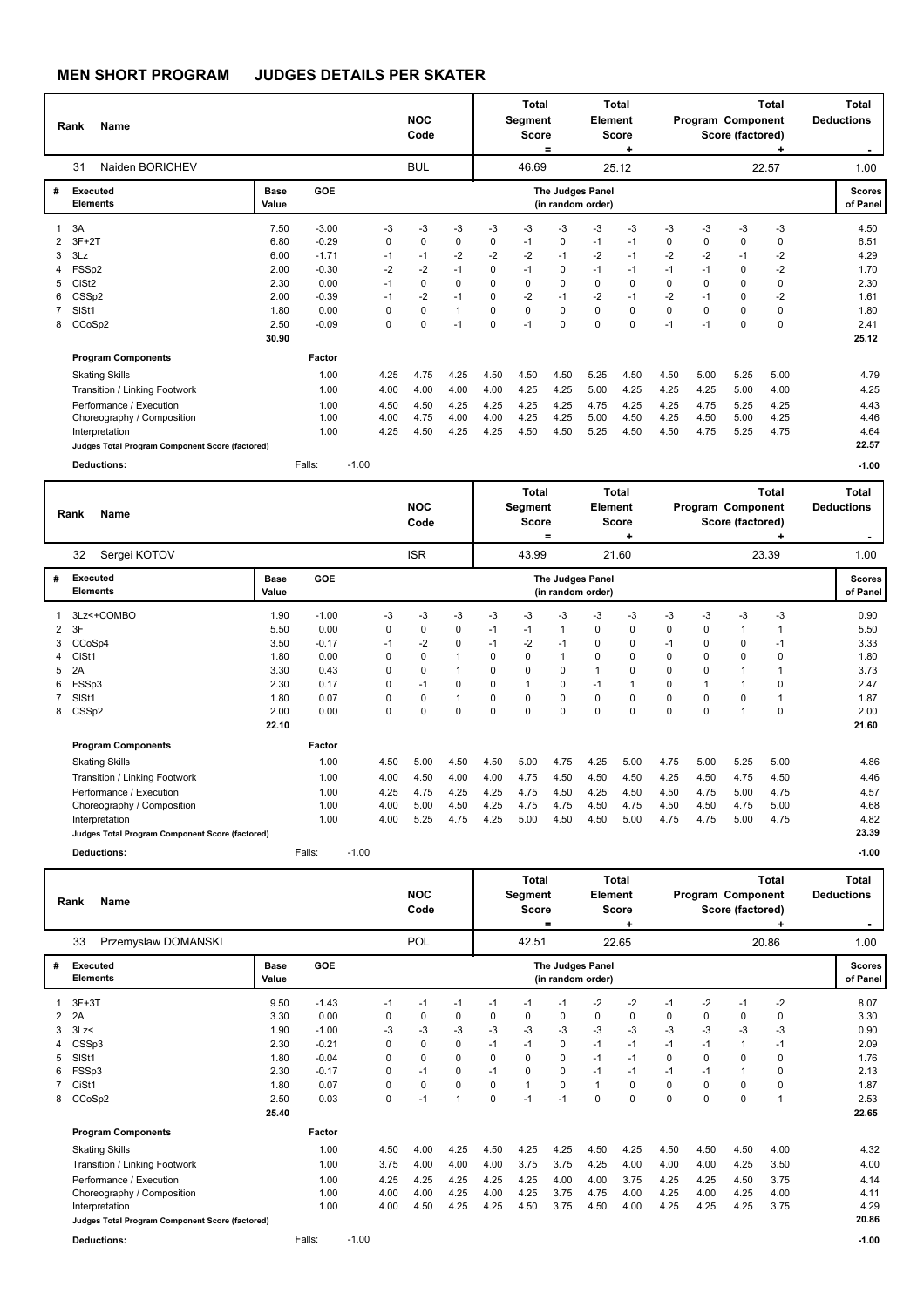# MEN SHORT PROGRAM JUDGES DETAILS PER SKATER

| Rank | Name | NOC Code | Total Segment Score = | Total Element Score + | Total Program Component Score (factored) + | Total Deductions - |
|---|---|---|---|---|---|---|
| 31 | Naiden BORICHEV | BUL | 46.69 | 25.12 | 22.57 | 1.00 |

| # | Executed Elements | Base Value | GOE | J1 | J2 | J3 | J4 | J5 | J6 | J7 | J8 | J9 | J10 | J11 | J12 | Scores of Panel |
|---|---|---|---|---|---|---|---|---|---|---|---|---|---|---|---|---|
| 1 | 3A | 7.50 | -3.00 | -3 | -3 | -3 | -3 | -3 | -3 | -3 | -3 | -3 | -3 | -3 | -3 | 4.50 |
| 2 | 3F+2T | 6.80 | -0.29 | 0 | 0 | 0 | 0 | -1 | 0 | -1 | -1 | 0 | 0 | 0 | 0 | 6.51 |
| 3 | 3Lz | 6.00 | -1.71 | -1 | -1 | -2 | -2 | -2 | -1 | -2 | -1 | -2 | -2 | -1 | -2 | 4.29 |
| 4 | FSSp2 | 2.00 | -0.30 | -2 | -2 | -1 | 0 | -1 | 0 | -1 | -1 | -1 | -1 | 0 | -2 | 1.70 |
| 5 | CiSt2 | 2.30 | 0.00 | -1 | 0 | 0 | 0 | 0 | 0 | 0 | 0 | 0 | 0 | 0 | 0 | 2.30 |
| 6 | CSSp2 | 2.00 | -0.39 | -1 | -2 | -1 | 0 | -2 | -1 | -2 | -1 | -2 | -1 | 0 | -2 | 1.61 |
| 7 | SlSt1 | 1.80 | 0.00 | 0 | 0 | 1 | 0 | 0 | 0 | 0 | 0 | 0 | 0 | 0 | 0 | 1.80 |
| 8 | CCoSp2 | 2.50 | -0.09 | 0 | 0 | -1 | 0 | -1 | 0 | 0 | 0 | -1 | -1 | 0 | 0 | 2.41 |
| | | 30.90 | | | | | | | | | | | | | | 25.12 |

| Program Components | Factor | J1 | J2 | J3 | J4 | J5 | J6 | J7 | J8 | J9 | J10 | J11 | J12 | |
|---|---|---|---|---|---|---|---|---|---|---|---|---|---|---|
| Skating Skills | 1.00 | 4.25 | 4.75 | 4.25 | 4.50 | 4.50 | 4.50 | 5.25 | 4.50 | 4.50 | 5.00 | 5.25 | 5.00 | 4.79 |
| Transition / Linking Footwork | 1.00 | 4.00 | 4.00 | 4.00 | 4.00 | 4.25 | 4.25 | 5.00 | 4.25 | 4.25 | 4.25 | 5.00 | 4.00 | 4.25 |
| Performance / Execution | 1.00 | 4.50 | 4.50 | 4.25 | 4.25 | 4.25 | 4.25 | 4.75 | 4.25 | 4.25 | 4.75 | 5.25 | 4.25 | 4.43 |
| Choreography / Composition | 1.00 | 4.00 | 4.75 | 4.00 | 4.00 | 4.25 | 4.25 | 5.00 | 4.50 | 4.25 | 4.50 | 5.00 | 4.25 | 4.46 |
| Interpretation | 1.00 | 4.25 | 4.50 | 4.25 | 4.25 | 4.50 | 4.50 | 5.25 | 4.50 | 4.50 | 4.75 | 5.25 | 4.75 | 4.64 |
| Judges Total Program Component Score (factored) | | | | | | | | | | | | | | 22.57 |

**Deductions:** Falls: -1.00 — **-1.00**

| Rank | Name | NOC Code | Total Segment Score = | Total Element Score + | Total Program Component Score (factored) + | Total Deductions - |
|---|---|---|---|---|---|---|
| 32 | Sergei KOTOV | ISR | 43.99 | 21.60 | 23.39 | 1.00 |

| # | Executed Elements | Base Value | GOE | J1 | J2 | J3 | J4 | J5 | J6 | J7 | J8 | J9 | J10 | J11 | J12 | Scores of Panel |
|---|---|---|---|---|---|---|---|---|---|---|---|---|---|---|---|---|
| 1 | 3Lz<+COMBO | 1.90 | -1.00 | -3 | -3 | -3 | -3 | -3 | -3 | -3 | -3 | -3 | -3 | -3 | -3 | 0.90 |
| 2 | 3F | 5.50 | 0.00 | 0 | 0 | 0 | -1 | -1 | 1 | 0 | 0 | 0 | 0 | 1 | 1 | 5.50 |
| 3 | CCoSp4 | 3.50 | -0.17 | -1 | -2 | 0 | -1 | -2 | -1 | 0 | 0 | -1 | 0 | 0 | -1 | 3.33 |
| 4 | CiSt1 | 1.80 | 0.00 | 0 | 0 | 1 | 0 | 0 | 1 | 0 | 0 | 0 | 0 | 0 | 0 | 1.80 |
| 5 | 2A | 3.30 | 0.43 | 0 | 0 | 1 | 0 | 0 | 0 | 1 | 0 | 0 | 0 | 1 | 1 | 3.73 |
| 6 | FSSp3 | 2.30 | 0.17 | 0 | -1 | 0 | 0 | 1 | 0 | -1 | 1 | 0 | 1 | 1 | 0 | 2.47 |
| 7 | SlSt1 | 1.80 | 0.07 | 0 | 0 | 1 | 0 | 0 | 0 | 0 | 0 | 0 | 0 | 0 | 1 | 1.87 |
| 8 | CSSp2 | 2.00 | 0.00 | 0 | 0 | 0 | 0 | 0 | 0 | 0 | 0 | 0 | 0 | 1 | 0 | 2.00 |
| | | 22.10 | | | | | | | | | | | | | | 21.60 |

| Program Components | Factor | J1 | J2 | J3 | J4 | J5 | J6 | J7 | J8 | J9 | J10 | J11 | J12 | |
|---|---|---|---|---|---|---|---|---|---|---|---|---|---|---|
| Skating Skills | 1.00 | 4.50 | 5.00 | 4.50 | 4.50 | 5.00 | 4.75 | 4.25 | 5.00 | 4.75 | 5.00 | 5.25 | 5.00 | 4.86 |
| Transition / Linking Footwork | 1.00 | 4.00 | 4.50 | 4.00 | 4.00 | 4.75 | 4.50 | 4.50 | 4.50 | 4.25 | 4.50 | 4.75 | 4.50 | 4.46 |
| Performance / Execution | 1.00 | 4.25 | 4.75 | 4.25 | 4.25 | 4.75 | 4.50 | 4.25 | 4.50 | 4.50 | 4.75 | 5.00 | 4.75 | 4.57 |
| Choreography / Composition | 1.00 | 4.00 | 5.00 | 4.50 | 4.25 | 4.75 | 4.75 | 4.50 | 4.75 | 4.50 | 4.50 | 4.75 | 5.00 | 4.68 |
| Interpretation | 1.00 | 4.00 | 5.25 | 4.75 | 4.25 | 5.00 | 4.50 | 4.50 | 5.00 | 4.75 | 4.75 | 5.00 | 4.75 | 4.82 |
| Judges Total Program Component Score (factored) | | | | | | | | | | | | | | 23.39 |

**Deductions:** Falls: -1.00 — **-1.00**

| Rank | Name | NOC Code | Total Segment Score = | Total Element Score + | Total Program Component Score (factored) + | Total Deductions - |
|---|---|---|---|---|---|---|
| 33 | Przemyslaw DOMANSKI | POL | 42.51 | 22.65 | 20.86 | 1.00 |

| # | Executed Elements | Base Value | GOE | J1 | J2 | J3 | J4 | J5 | J6 | J7 | J8 | J9 | J10 | J11 | J12 | Scores of Panel |
|---|---|---|---|---|---|---|---|---|---|---|---|---|---|---|---|---|
| 1 | 3F+3T | 9.50 | -1.43 | -1 | -1 | -1 | -1 | -1 | -1 | -2 | -2 | -1 | -2 | -1 | -2 | 8.07 |
| 2 | 2A | 3.30 | 0.00 | 0 | 0 | 0 | 0 | 0 | 0 | 0 | 0 | 0 | 0 | 0 | 0 | 3.30 |
| 3 | 3Lz< | 1.90 | -1.00 | -3 | -3 | -3 | -3 | -3 | -3 | -3 | -3 | -3 | -3 | -3 | -3 | 0.90 |
| 4 | CSSp3 | 2.30 | -0.21 | 0 | 0 | 0 | -1 | -1 | 0 | -1 | -1 | -1 | -1 | 1 | -1 | 2.09 |
| 5 | SlSt1 | 1.80 | -0.04 | 0 | 0 | 0 | 0 | 0 | 0 | -1 | -1 | 0 | 0 | 0 | 0 | 1.76 |
| 6 | FSSp3 | 2.30 | -0.17 | 0 | -1 | 0 | -1 | 0 | 0 | -1 | -1 | -1 | -1 | 1 | 0 | 2.13 |
| 7 | CiSt1 | 1.80 | 0.07 | 0 | 0 | 0 | 0 | 1 | 0 | 1 | 0 | 0 | 0 | 0 | 0 | 1.87 |
| 8 | CCoSp2 | 2.50 | 0.03 | 0 | -1 | 1 | 0 | -1 | -1 | 0 | 0 | 0 | 0 | 0 | 1 | 2.53 |
| | | 25.40 | | | | | | | | | | | | | | 22.65 |

| Program Components | Factor | J1 | J2 | J3 | J4 | J5 | J6 | J7 | J8 | J9 | J10 | J11 | J12 | |
|---|---|---|---|---|---|---|---|---|---|---|---|---|---|---|
| Skating Skills | 1.00 | 4.50 | 4.00 | 4.25 | 4.50 | 4.25 | 4.25 | 4.50 | 4.25 | 4.50 | 4.50 | 4.50 | 4.00 | 4.32 |
| Transition / Linking Footwork | 1.00 | 3.75 | 4.00 | 4.00 | 4.00 | 3.75 | 3.75 | 4.25 | 4.00 | 4.00 | 4.00 | 4.25 | 3.50 | 4.00 |
| Performance / Execution | 1.00 | 4.25 | 4.25 | 4.25 | 4.25 | 4.25 | 4.00 | 4.00 | 3.75 | 4.25 | 4.25 | 4.50 | 3.75 | 4.14 |
| Choreography / Composition | 1.00 | 4.00 | 4.00 | 4.25 | 4.00 | 4.25 | 3.75 | 4.75 | 4.00 | 4.25 | 4.00 | 4.25 | 4.00 | 4.11 |
| Interpretation | 1.00 | 4.00 | 4.50 | 4.25 | 4.25 | 4.50 | 3.75 | 4.50 | 4.00 | 4.25 | 4.25 | 4.25 | 3.75 | 4.29 |
| Judges Total Program Component Score (factored) | | | | | | | | | | | | | | 20.86 |

**Deductions:** Falls: -1.00 — **-1.00**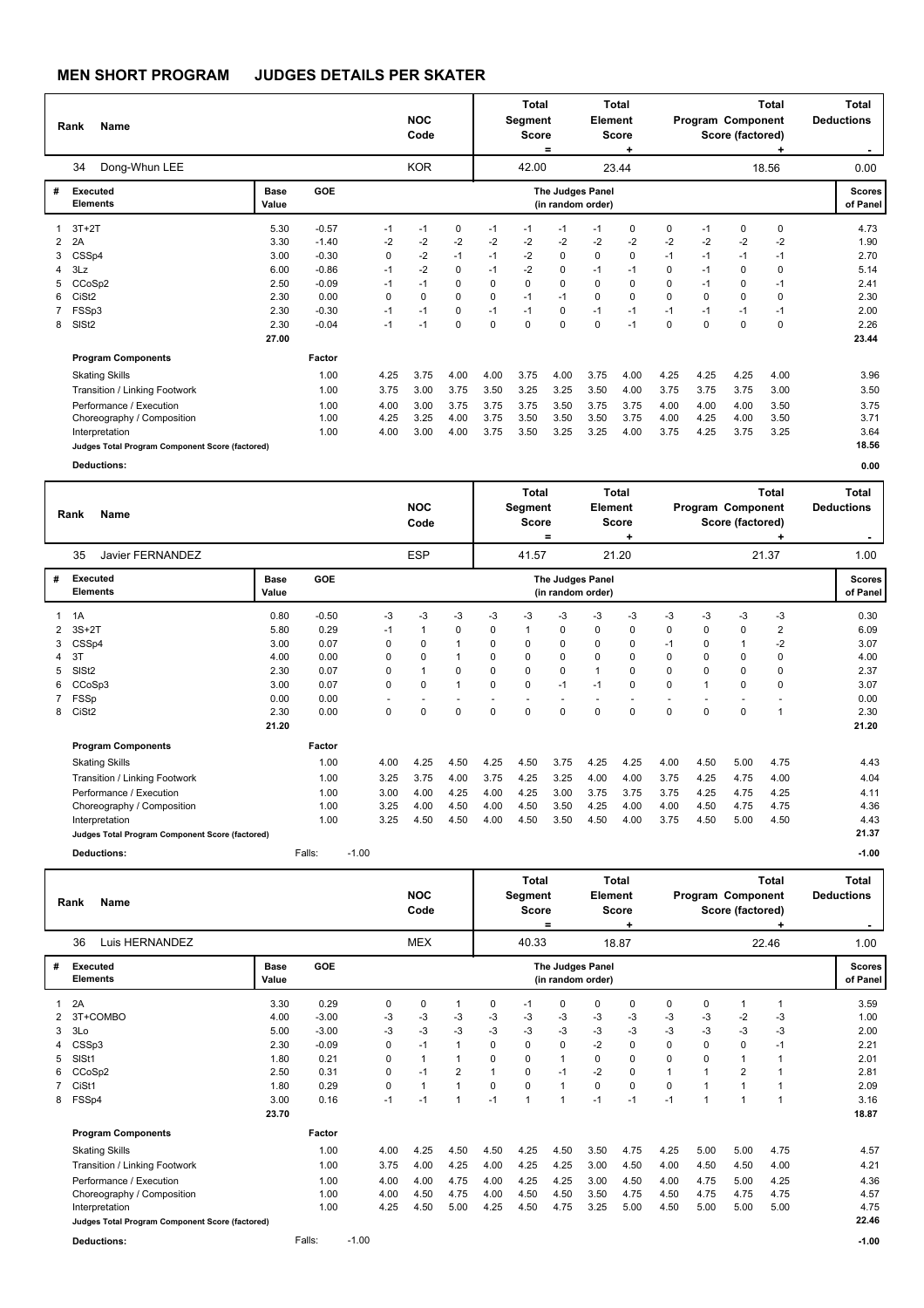## MEN SHORT PROGRAM JUDGES DETAILS PER SKATER

| Rank | Name | NOC Code | Total Segment Score = | Total Element Score + | Total Program Component Score (factored) + | Total Deductions - |
|---|---|---|---|---|---|---|
| 34 | Dong-Whun LEE | KOR | 42.00 | 23.44 | 18.56 | 0.00 |

| # | Executed Elements | Base Value | GOE | J1 | J2 | J3 | J4 | J5 | J6 | J7 | J8 | J9 | J10 | J11 | J12 | Scores of Panel |
|---|---|---|---|---|---|---|---|---|---|---|---|---|---|---|---|---|
| 1 | 3T+2T | 5.30 | -0.57 | -1 | -1 | 0 | -1 | -1 | -1 | -1 | 0 | 0 | -1 | 0 | 0 | 4.73 |
| 2 | 2A | 3.30 | -1.40 | -2 | -2 | -2 | -2 | -2 | -2 | -2 | -2 | -2 | -2 | -2 | -2 | 1.90 |
| 3 | CSSp4 | 3.00 | -0.30 | 0 | -2 | -1 | -1 | -2 | 0 | 0 | 0 | -1 | -1 | -1 | -1 | 2.70 |
| 4 | 3Lz | 6.00 | -0.86 | -1 | -2 | 0 | -1 | -2 | 0 | -1 | -1 | 0 | -1 | 0 | 0 | 5.14 |
| 5 | CCoSp2 | 2.50 | -0.09 | -1 | -1 | 0 | 0 | 0 | 0 | 0 | 0 | 0 | -1 | 0 | -1 | 2.41 |
| 6 | CiSt2 | 2.30 | 0.00 | 0 | 0 | 0 | 0 | -1 | -1 | 0 | 0 | 0 | 0 | 0 | 0 | 2.30 |
| 7 | FSSp3 | 2.30 | -0.30 | -1 | -1 | 0 | -1 | -1 | 0 | -1 | -1 | -1 | -1 | -1 | -1 | 2.00 |
| 8 | SlSt2 | 2.30 | -0.04 | -1 | -1 | 0 | 0 | 0 | 0 | 0 | -1 | 0 | 0 | 0 | 0 | 2.26 |
| | | 27.00 | | | | | | | | | | | | | | 23.44 |

| Program Components | Factor | J1 | J2 | J3 | J4 | J5 | J6 | J7 | J8 | J9 | J10 | J11 | J12 | Scores of Panel |
|---|---|---|---|---|---|---|---|---|---|---|---|---|---|---|
| Skating Skills | 1.00 | 4.25 | 3.75 | 4.00 | 4.00 | 3.75 | 4.00 | 3.75 | 4.00 | 4.25 | 4.25 | 4.25 | 4.00 | 3.96 |
| Transition / Linking Footwork | 1.00 | 3.75 | 3.00 | 3.75 | 3.50 | 3.25 | 3.25 | 3.50 | 4.00 | 3.75 | 3.75 | 3.75 | 3.00 | 3.50 |
| Performance / Execution | 1.00 | 4.00 | 3.00 | 3.75 | 3.75 | 3.75 | 3.50 | 3.75 | 3.75 | 4.00 | 4.00 | 4.00 | 3.50 | 3.75 |
| Choreography / Composition | 1.00 | 4.25 | 3.25 | 4.00 | 3.75 | 3.50 | 3.50 | 3.50 | 3.75 | 4.00 | 4.25 | 4.00 | 3.50 | 3.71 |
| Interpretation | 1.00 | 4.00 | 3.00 | 4.00 | 3.75 | 3.50 | 3.25 | 3.25 | 4.00 | 3.75 | 4.25 | 3.75 | 3.25 | 3.64 |
| Judges Total Program Component Score (factored) | | | | | | | | | | | | | | 18.56 |

**Deductions:** 0.00

| Rank | Name | NOC Code | Total Segment Score = | Total Element Score + | Total Program Component Score (factored) + | Total Deductions - |
|---|---|---|---|---|---|---|
| 35 | Javier FERNANDEZ | ESP | 41.57 | 21.20 | 21.37 | 1.00 |

| # | Executed Elements | Base Value | GOE | J1 | J2 | J3 | J4 | J5 | J6 | J7 | J8 | J9 | J10 | J11 | J12 | Scores of Panel |
|---|---|---|---|---|---|---|---|---|---|---|---|---|---|---|---|---|
| 1 | 1A | 0.80 | -0.50 | -3 | -3 | -3 | -3 | -3 | -3 | -3 | -3 | -3 | -3 | -3 | -3 | 0.30 |
| 2 | 3S+2T | 5.80 | 0.29 | -1 | 1 | 0 | 0 | 1 | 0 | 0 | 0 | 0 | 0 | 0 | 2 | 6.09 |
| 3 | CSSp4 | 3.00 | 0.07 | 0 | 0 | 1 | 0 | 0 | 0 | 0 | 0 | -1 | 0 | 1 | -2 | 3.07 |
| 4 | 3T | 4.00 | 0.00 | 0 | 0 | 1 | 0 | 0 | 0 | 0 | 0 | 0 | 0 | 0 | 0 | 4.00 |
| 5 | SlSt2 | 2.30 | 0.07 | 0 | 1 | 0 | 0 | 0 | 0 | 1 | 0 | 0 | 0 | 0 | 0 | 2.37 |
| 6 | CCoSp3 | 3.00 | 0.07 | 0 | 0 | 1 | 0 | 0 | -1 | -1 | 0 | 0 | 1 | 0 | 0 | 3.07 |
| 7 | FSSp | 0.00 | 0.00 | - | - | - | - | - | - | - | - | - | - | - | - | 0.00 |
| 8 | CiSt2 | 2.30 | 0.00 | 0 | 0 | 0 | 0 | 0 | 0 | 0 | 0 | 0 | 0 | 0 | 1 | 2.30 |
| | | 21.20 | | | | | | | | | | | | | | 21.20 |

| Program Components | Factor | J1 | J2 | J3 | J4 | J5 | J6 | J7 | J8 | J9 | J10 | J11 | J12 | Scores of Panel |
|---|---|---|---|---|---|---|---|---|---|---|---|---|---|---|
| Skating Skills | 1.00 | 4.00 | 4.25 | 4.50 | 4.25 | 4.50 | 3.75 | 4.25 | 4.25 | 4.00 | 4.50 | 5.00 | 4.75 | 4.43 |
| Transition / Linking Footwork | 1.00 | 3.25 | 3.75 | 4.00 | 3.75 | 4.25 | 3.25 | 4.00 | 4.00 | 3.75 | 4.25 | 4.75 | 4.00 | 4.04 |
| Performance / Execution | 1.00 | 3.00 | 4.00 | 4.25 | 4.00 | 4.25 | 3.00 | 3.75 | 3.75 | 3.75 | 4.25 | 4.75 | 4.25 | 4.11 |
| Choreography / Composition | 1.00 | 3.25 | 4.00 | 4.50 | 4.00 | 4.50 | 3.50 | 4.25 | 4.00 | 4.00 | 4.50 | 4.75 | 4.75 | 4.36 |
| Interpretation | 1.00 | 3.25 | 4.50 | 4.50 | 4.00 | 4.50 | 3.50 | 4.50 | 4.00 | 3.75 | 4.50 | 5.00 | 4.50 | 4.43 |
| Judges Total Program Component Score (factored) | | | | | | | | | | | | | | 21.37 |

**Deductions:** Falls: -1.00 — -1.00

| Rank | Name | NOC Code | Total Segment Score = | Total Element Score + | Total Program Component Score (factored) + | Total Deductions - |
|---|---|---|---|---|---|---|
| 36 | Luis HERNANDEZ | MEX | 40.33 | 18.87 | 22.46 | 1.00 |

| # | Executed Elements | Base Value | GOE | J1 | J2 | J3 | J4 | J5 | J6 | J7 | J8 | J9 | J10 | J11 | J12 | Scores of Panel |
|---|---|---|---|---|---|---|---|---|---|---|---|---|---|---|---|---|
| 1 | 2A | 3.30 | 0.29 | 0 | 0 | 1 | 0 | -1 | 0 | 0 | 0 | 0 | 0 | 1 | 1 | 3.59 |
| 2 | 3T+COMBO | 4.00 | -3.00 | -3 | -3 | -3 | -3 | -3 | -3 | -3 | -3 | -3 | -3 | -2 | -3 | 1.00 |
| 3 | 3Lo | 5.00 | -3.00 | -3 | -3 | -3 | -3 | -3 | -3 | -3 | -3 | -3 | -3 | -3 | -3 | 2.00 |
| 4 | CSSp3 | 2.30 | -0.09 | 0 | -1 | 1 | 0 | 0 | 0 | -2 | 0 | 0 | 0 | 0 | -1 | 2.21 |
| 5 | SlSt1 | 1.80 | 0.21 | 0 | 1 | 1 | 0 | 0 | 1 | 0 | 0 | 0 | 0 | 1 | 1 | 2.01 |
| 6 | CCoSp2 | 2.50 | 0.31 | 0 | -1 | 2 | 1 | 0 | -1 | -2 | 0 | 1 | 1 | 2 | 1 | 2.81 |
| 7 | CiSt1 | 1.80 | 0.29 | 0 | 1 | 1 | 0 | 0 | 1 | 0 | 0 | 0 | 1 | 1 | 1 | 2.09 |
| 8 | FSSp4 | 3.00 | 0.16 | -1 | -1 | 1 | -1 | 1 | 1 | -1 | -1 | -1 | 1 | 1 | 1 | 3.16 |
| | | 23.70 | | | | | | | | | | | | | | 18.87 |

| Program Components | Factor | J1 | J2 | J3 | J4 | J5 | J6 | J7 | J8 | J9 | J10 | J11 | J12 | Scores of Panel |
|---|---|---|---|---|---|---|---|---|---|---|---|---|---|---|
| Skating Skills | 1.00 | 4.00 | 4.25 | 4.50 | 4.50 | 4.25 | 4.50 | 3.50 | 4.75 | 4.25 | 5.00 | 5.00 | 4.75 | 4.57 |
| Transition / Linking Footwork | 1.00 | 3.75 | 4.00 | 4.25 | 4.00 | 4.25 | 4.25 | 3.00 | 4.50 | 4.00 | 4.50 | 4.50 | 4.00 | 4.21 |
| Performance / Execution | 1.00 | 4.00 | 4.00 | 4.75 | 4.00 | 4.25 | 4.25 | 3.00 | 4.50 | 4.00 | 4.75 | 5.00 | 4.25 | 4.36 |
| Choreography / Composition | 1.00 | 4.00 | 4.50 | 4.75 | 4.00 | 4.50 | 4.50 | 3.50 | 4.75 | 4.50 | 4.75 | 4.75 | 4.75 | 4.57 |
| Interpretation | 1.00 | 4.25 | 4.50 | 5.00 | 4.25 | 4.50 | 4.75 | 3.25 | 5.00 | 4.50 | 5.00 | 5.00 | 5.00 | 4.75 |
| Judges Total Program Component Score (factored) | | | | | | | | | | | | | | 22.46 |

**Deductions:** Falls: -1.00 — -1.00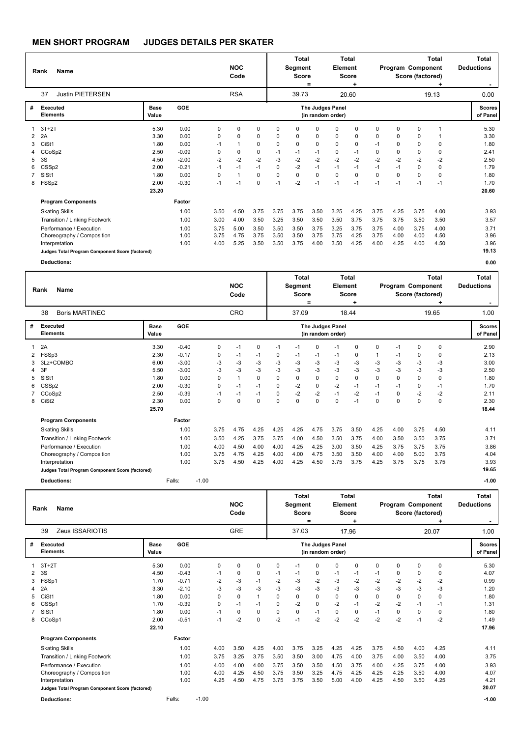## MEN SHORT PROGRAM JUDGES DETAILS PER SKATER

| Rank | Name | NOC Code | Total Segment Score = | Total Element Score + | Total Program Component Score (factored) + | Total Deductions - |
|---|---|---|---|---|---|---|
| 37 | Justin PIETERSEN | RSA | 39.73 | 20.60 | 19.13 | 0.00 |

| # | Executed Elements | Base Value | GOE | J1 | J2 | J3 | J4 | J5 | J6 | J7 | J8 | J9 | J10 | J11 | J12 | Scores of Panel |
|---|---|---|---|---|---|---|---|---|---|---|---|---|---|---|---|---|
| 1 | 3T+2T | 5.30 | 0.00 | 0 | 0 | 0 | 0 | 0 | 0 | 0 | 0 | 0 | 0 | 0 | 1 | 5.30 |
| 2 | 2A | 3.30 | 0.00 | 0 | 0 | 0 | 0 | 0 | 0 | 0 | 0 | 0 | 0 | 0 | 1 | 3.30 |
| 3 | CiSt1 | 1.80 | 0.00 | -1 | 1 | 0 | 0 | 0 | 0 | 0 | 0 | -1 | 0 | 0 | 0 | 1.80 |
| 4 | CCoSp2 | 2.50 | -0.09 | 0 | 0 | 0 | -1 | -1 | -1 | 0 | -1 | 0 | 0 | 0 | 0 | 2.41 |
| 5 | 3S | 4.50 | -2.00 | -2 | -2 | -2 | -3 | -2 | -2 | -2 | -2 | -2 | -2 | -2 | -2 | 2.50 |
| 6 | CSSp2 | 2.00 | -0.21 | -1 | -1 | -1 | 0 | -2 | -1 | -1 | -1 | -1 | -1 | 0 | 0 | 1.79 |
| 7 | SlSt1 | 1.80 | 0.00 | 0 | 1 | 0 | 0 | 0 | 0 | 0 | 0 | 0 | 0 | 0 | 0 | 1.80 |
| 8 | FSSp2 | 2.00 | -0.30 | -1 | -1 | 0 | -1 | -2 | -1 | -1 | -1 | -1 | -1 | -1 | -1 | 1.70 |
| | | 23.20 | | | | | | | | | | | | | | 20.60 |

| Program Components | Factor | J1 | J2 | J3 | J4 | J5 | J6 | J7 | J8 | J9 | J10 | J11 | J12 | |
|---|---|---|---|---|---|---|---|---|---|---|---|---|---|---|
| Skating Skills | 1.00 | 3.50 | 4.50 | 3.75 | 3.75 | 3.75 | 3.50 | 3.25 | 4.25 | 3.75 | 4.25 | 3.75 | 4.00 | 3.93 |
| Transition / Linking Footwork | 1.00 | 3.00 | 4.00 | 3.50 | 3.25 | 3.50 | 3.50 | 3.50 | 3.75 | 3.75 | 3.75 | 3.50 | 3.50 | 3.57 |
| Performance / Execution | 1.00 | 3.75 | 5.00 | 3.50 | 3.50 | 3.50 | 3.75 | 3.25 | 3.75 | 3.75 | 4.00 | 3.75 | 4.00 | 3.71 |
| Choreography / Composition | 1.00 | 3.75 | 4.75 | 3.75 | 3.50 | 3.50 | 3.75 | 3.75 | 4.25 | 3.75 | 4.00 | 4.00 | 4.50 | 3.96 |
| Interpretation | 1.00 | 4.00 | 5.25 | 3.50 | 3.50 | 3.75 | 4.00 | 3.50 | 4.25 | 4.00 | 4.25 | 4.00 | 4.50 | 3.96 |
| Judges Total Program Component Score (factored) | | | | | | | | | | | | | | 19.13 |

**Deductions:** 0.00

| Rank | Name | NOC Code | Total Segment Score = | Total Element Score + | Total Program Component Score (factored) + | Total Deductions - |
|---|---|---|---|---|---|---|
| 38 | Boris MARTINEC | CRO | 37.09 | 18.44 | 19.65 | 1.00 |

| # | Executed Elements | Base Value | GOE | J1 | J2 | J3 | J4 | J5 | J6 | J7 | J8 | J9 | J10 | J11 | J12 | Scores of Panel |
|---|---|---|---|---|---|---|---|---|---|---|---|---|---|---|---|---|
| 1 | 2A | 3.30 | -0.40 | 0 | -1 | 0 | -1 | -1 | 0 | -1 | 0 | 0 | -1 | 0 | 0 | 2.90 |
| 2 | FSSp3 | 2.30 | -0.17 | 0 | -1 | -1 | 0 | -1 | -1 | -1 | 0 | 1 | -1 | 0 | 0 | 2.13 |
| 3 | 3Lz+COMBO | 6.00 | -3.00 | -3 | -3 | -3 | -3 | -3 | -3 | -3 | -3 | -3 | -3 | -3 | -3 | 3.00 |
| 4 | 3F | 5.50 | -3.00 | -3 | -3 | -3 | -3 | -3 | -3 | -3 | -3 | -3 | -3 | -3 | -3 | 2.50 |
| 5 | SlSt1 | 1.80 | 0.00 | 0 | 1 | 0 | 0 | 0 | 0 | 0 | 0 | 0 | 0 | 0 | 0 | 1.80 |
| 6 | CSSp2 | 2.00 | -0.30 | 0 | -1 | -1 | 0 | -2 | 0 | -2 | -1 | -1 | -1 | 0 | -1 | 1.70 |
| 7 | CCoSp2 | 2.50 | -0.39 | -1 | -1 | -1 | 0 | -2 | -2 | -1 | -2 | -1 | 0 | -2 | -2 | 2.11 |
| 8 | CiSt2 | 2.30 | 0.00 | 0 | 0 | 0 | 0 | 0 | 0 | 0 | -1 | 0 | 0 | 0 | 0 | 2.30 |
| | | 25.70 | | | | | | | | | | | | | | 18.44 |

| Program Components | Factor | J1 | J2 | J3 | J4 | J5 | J6 | J7 | J8 | J9 | J10 | J11 | J12 | |
|---|---|---|---|---|---|---|---|---|---|---|---|---|---|---|
| Skating Skills | 1.00 | 3.75 | 4.75 | 4.25 | 4.25 | 4.25 | 4.75 | 3.75 | 3.50 | 4.25 | 4.00 | 3.75 | 4.50 | 4.11 |
| Transition / Linking Footwork | 1.00 | 3.50 | 4.25 | 3.75 | 3.75 | 4.00 | 4.50 | 3.50 | 3.75 | 4.00 | 3.50 | 3.50 | 3.75 | 3.71 |
| Performance / Execution | 1.00 | 4.00 | 4.50 | 4.00 | 4.00 | 4.25 | 4.25 | 3.00 | 3.50 | 4.25 | 3.75 | 3.75 | 3.75 | 3.86 |
| Choreography / Composition | 1.00 | 3.75 | 4.75 | 4.25 | 4.00 | 4.00 | 4.75 | 3.50 | 3.50 | 4.00 | 4.00 | 5.00 | 3.75 | 4.04 |
| Interpretation | 1.00 | 3.75 | 4.50 | 4.25 | 4.00 | 4.25 | 4.50 | 3.75 | 3.75 | 4.25 | 3.75 | 3.75 | 3.75 | 3.93 |
| Judges Total Program Component Score (factored) | | | | | | | | | | | | | | 19.65 |

**Deductions:** Falls: -1.00 -1.00

| Rank | Name | NOC Code | Total Segment Score = | Total Element Score + | Total Program Component Score (factored) + | Total Deductions - |
|---|---|---|---|---|---|---|
| 39 | Zeus ISSARIOTIS | GRE | 37.03 | 17.96 | 20.07 | 1.00 |

| # | Executed Elements | Base Value | GOE | J1 | J2 | J3 | J4 | J5 | J6 | J7 | J8 | J9 | J10 | J11 | J12 | Scores of Panel |
|---|---|---|---|---|---|---|---|---|---|---|---|---|---|---|---|---|
| 1 | 3T+2T | 5.30 | 0.00 | 0 | 0 | 0 | 0 | -1 | 0 | 0 | 0 | 0 | 0 | 0 | 0 | 5.30 |
| 2 | 3S | 4.50 | -0.43 | -1 | 0 | 0 | -1 | -1 | 0 | -1 | -1 | -1 | 0 | 0 | 0 | 4.07 |
| 3 | FSSp1 | 1.70 | -0.71 | -2 | -3 | -1 | -2 | -3 | -2 | -3 | -2 | -2 | -2 | -2 | -2 | 0.99 |
| 4 | 2A | 3.30 | -2.10 | -3 | -3 | -3 | -3 | -3 | -3 | -3 | -3 | -3 | -3 | -3 | -3 | 1.20 |
| 5 | CiSt1 | 1.80 | 0.00 | 0 | 0 | 1 | 0 | 0 | 0 | 0 | 0 | 0 | 0 | 0 | 0 | 1.80 |
| 6 | CSSp1 | 1.70 | -0.39 | 0 | -1 | -1 | 0 | -2 | 0 | -2 | -1 | -2 | -2 | -1 | -1 | 1.31 |
| 7 | SlSt1 | 1.80 | 0.00 | -1 | 0 | 0 | 0 | 0 | -1 | 0 | 0 | -1 | 0 | 0 | 0 | 1.80 |
| 8 | CCoSp1 | 2.00 | -0.51 | -1 | -2 | 0 | -2 | -1 | -2 | -2 | -2 | -2 | -2 | -1 | -2 | 1.49 |
| | | 22.10 | | | | | | | | | | | | | | 17.96 |

| Program Components | Factor | J1 | J2 | J3 | J4 | J5 | J6 | J7 | J8 | J9 | J10 | J11 | J12 | |
|---|---|---|---|---|---|---|---|---|---|---|---|---|---|---|
| Skating Skills | 1.00 | 4.00 | 3.50 | 4.25 | 4.00 | 3.75 | 3.25 | 4.25 | 4.25 | 3.75 | 4.50 | 4.00 | 4.25 | 4.11 |
| Transition / Linking Footwork | 1.00 | 3.75 | 3.25 | 3.75 | 3.50 | 3.50 | 3.00 | 4.75 | 4.00 | 3.75 | 4.00 | 3.50 | 4.00 | 3.75 |
| Performance / Execution | 1.00 | 4.00 | 4.00 | 4.00 | 3.75 | 3.50 | 3.50 | 4.50 | 3.75 | 4.00 | 4.25 | 3.75 | 4.00 | 3.93 |
| Choreography / Composition | 1.00 | 4.00 | 4.25 | 4.50 | 3.75 | 3.50 | 3.25 | 4.75 | 4.25 | 4.25 | 4.25 | 3.50 | 4.00 | 4.07 |
| Interpretation | 1.00 | 4.25 | 4.50 | 4.75 | 3.75 | 3.75 | 3.50 | 5.00 | 4.00 | 4.25 | 4.50 | 3.50 | 4.25 | 4.21 |
| Judges Total Program Component Score (factored) | | | | | | | | | | | | | | 20.07 |

**Deductions:** Falls: -1.00 -1.00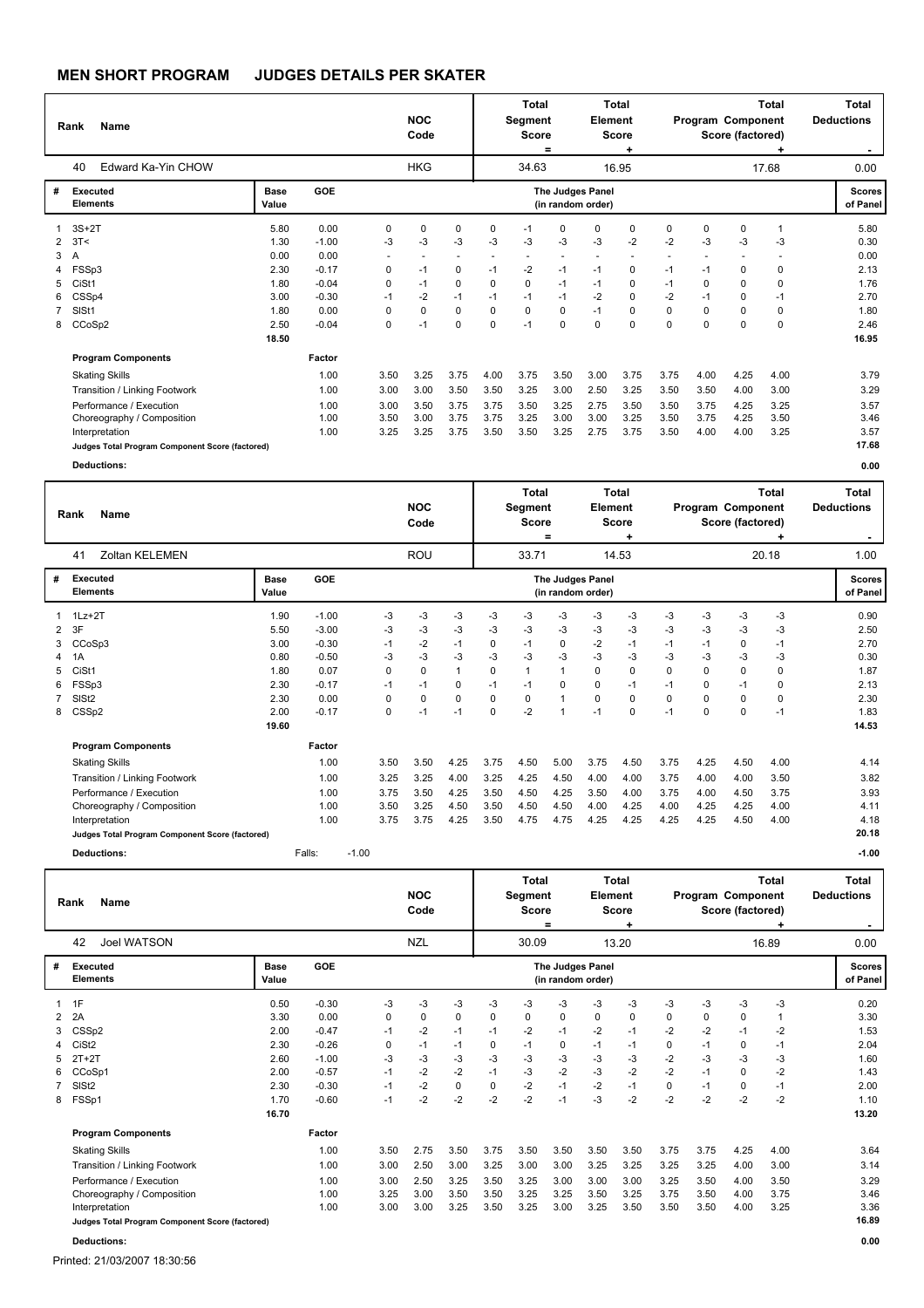# MEN SHORT PROGRAM JUDGES DETAILS PER SKATER

| Rank | Name | NOC Code | Total Segment Score = | Total Element Score + | Total Program Component Score (factored) + | Total Deductions - |
|---|---|---|---|---|---|---|
| 40 | Edward Ka-Yin CHOW | HKG | 34.63 | 16.95 | 17.68 | 0.00 |

| # | Executed Elements | Base Value | GOE | The Judges Panel (in random order) | | | | | | | | | | | | | Scores of Panel |
|---|---|---|---|---|---|---|---|---|---|---|---|---|---|---|---|---|---|
| 1 | 3S+2T | 5.80 | 0.00 | 0 | 0 | 0 | 0 | -1 | 0 | 0 | 0 | 0 | 0 | 0 | 1 | | 5.80 |
| 2 | 3T< | 1.30 | -1.00 | -3 | -3 | -3 | -3 | -3 | -3 | -3 | -2 | -2 | -3 | -3 | -3 | | 0.30 |
| 3 | A | 0.00 | 0.00 | - | - | - | - | - | - | - | - | - | - | - | - | | 0.00 |
| 4 | FSSp3 | 2.30 | -0.17 | 0 | -1 | 0 | -1 | -2 | -1 | -1 | 0 | -1 | -1 | 0 | 0 | | 2.13 |
| 5 | CiSt1 | 1.80 | -0.04 | 0 | -1 | 0 | 0 | 0 | -1 | -1 | 0 | -1 | 0 | 0 | 0 | | 1.76 |
| 6 | CSSp4 | 3.00 | -0.30 | -1 | -2 | -1 | -1 | -1 | -1 | -2 | 0 | -2 | -1 | 0 | -1 | | 2.70 |
| 7 | SlSt1 | 1.80 | 0.00 | 0 | 0 | 0 | 0 | 0 | 0 | -1 | 0 | 0 | 0 | 0 | 0 | | 1.80 |
| 8 | CCoSp2 | 2.50 | -0.04 | 0 | -1 | 0 | 0 | -1 | 0 | 0 | 0 | 0 | 0 | 0 | 0 | | 2.46 |
| | | 18.50 | | | | | | | | | | | | | | | 16.95 |

| Program Components | Factor | | | | | | | | | | | | | | |
|---|---|---|---|---|---|---|---|---|---|---|---|---|---|---|---|
| Skating Skills | 1.00 | 3.50 | 3.25 | 3.75 | 4.00 | 3.75 | 3.50 | 3.00 | 3.75 | 3.75 | 4.00 | 4.25 | 4.00 | | 3.79 |
| Transition / Linking Footwork | 1.00 | 3.00 | 3.00 | 3.50 | 3.50 | 3.25 | 3.00 | 2.50 | 3.25 | 3.50 | 3.50 | 4.00 | 3.00 | | 3.29 |
| Performance / Execution | 1.00 | 3.00 | 3.50 | 3.75 | 3.75 | 3.50 | 3.25 | 2.75 | 3.50 | 3.50 | 3.75 | 4.25 | 3.25 | | 3.57 |
| Choreography / Composition | 1.00 | 3.50 | 3.00 | 3.75 | 3.75 | 3.25 | 3.00 | 3.00 | 3.25 | 3.50 | 3.75 | 4.25 | 3.50 | | 3.46 |
| Interpretation | 1.00 | 3.25 | 3.25 | 3.75 | 3.50 | 3.50 | 3.25 | 2.75 | 3.75 | 3.50 | 4.00 | 4.00 | 3.25 | | 3.57 |
| Judges Total Program Component Score (factored) | | | | | | | | | | | | | | | 17.68 |

**Deductions:** 0.00

| Rank | Name | NOC Code | Total Segment Score = | Total Element Score + | Total Program Component Score (factored) + | Total Deductions - |
|---|---|---|---|---|---|---|
| 41 | Zoltan KELEMEN | ROU | 33.71 | 14.53 | 20.18 | 1.00 |

| # | Executed Elements | Base Value | GOE | The Judges Panel (in random order) | | | | | | | | | | | | | Scores of Panel |
|---|---|---|---|---|---|---|---|---|---|---|---|---|---|---|---|---|---|
| 1 | 1Lz+2T | 1.90 | -1.00 | -3 | -3 | -3 | -3 | -3 | -3 | -3 | -3 | -3 | -3 | -3 | -3 | | 0.90 |
| 2 | 3F | 5.50 | -3.00 | -3 | -3 | -3 | -3 | -3 | -3 | -3 | -3 | -3 | -3 | -3 | -3 | | 2.50 |
| 3 | CCoSp3 | 3.00 | -0.30 | -1 | -2 | -1 | 0 | -1 | 0 | -2 | -1 | -1 | -1 | 0 | -1 | | 2.70 |
| 4 | 1A | 0.80 | -0.50 | -3 | -3 | -3 | -3 | -3 | -3 | -3 | -3 | -3 | -3 | -3 | -3 | | 0.30 |
| 5 | CiSt1 | 1.80 | 0.07 | 0 | 0 | 1 | 0 | 1 | 1 | 0 | 0 | 0 | 0 | 0 | 0 | | 1.87 |
| 6 | FSSp3 | 2.30 | -0.17 | -1 | -1 | 0 | -1 | -1 | 0 | 0 | -1 | -1 | 0 | -1 | 0 | | 2.13 |
| 7 | SlSt2 | 2.30 | 0.00 | 0 | 0 | 0 | 0 | 0 | 1 | 0 | 0 | 0 | 0 | 0 | 0 | | 2.30 |
| 8 | CSSp2 | 2.00 | -0.17 | 0 | -1 | -1 | 0 | -2 | 1 | -1 | 0 | -1 | 0 | 0 | -1 | | 1.83 |
| | | 19.60 | | | | | | | | | | | | | | | 14.53 |

| Program Components | Factor | | | | | | | | | | | | | | |
|---|---|---|---|---|---|---|---|---|---|---|---|---|---|---|---|
| Skating Skills | 1.00 | 3.50 | 3.50 | 4.25 | 3.75 | 4.50 | 5.00 | 3.75 | 4.50 | 3.75 | 4.25 | 4.50 | 4.00 | | 4.14 |
| Transition / Linking Footwork | 1.00 | 3.25 | 3.25 | 4.00 | 3.25 | 4.25 | 4.50 | 4.00 | 4.00 | 3.75 | 4.00 | 4.00 | 3.50 | | 3.82 |
| Performance / Execution | 1.00 | 3.75 | 3.50 | 4.25 | 3.50 | 4.50 | 4.25 | 3.50 | 4.00 | 3.75 | 4.00 | 4.50 | 3.75 | | 3.93 |
| Choreography / Composition | 1.00 | 3.50 | 3.25 | 4.50 | 3.50 | 4.50 | 4.50 | 4.00 | 4.25 | 4.00 | 4.25 | 4.25 | 4.00 | | 4.11 |
| Interpretation | 1.00 | 3.75 | 3.75 | 4.25 | 3.50 | 4.75 | 4.75 | 4.25 | 4.25 | 4.25 | 4.25 | 4.50 | 4.00 | | 4.18 |
| Judges Total Program Component Score (factored) | | | | | | | | | | | | | | | 20.18 |

**Deductions:** Falls: -1.00 — -1.00

| Rank | Name | NOC Code | Total Segment Score = | Total Element Score + | Total Program Component Score (factored) + | Total Deductions - |
|---|---|---|---|---|---|---|
| 42 | Joel WATSON | NZL | 30.09 | 13.20 | 16.89 | 0.00 |

| # | Executed Elements | Base Value | GOE | The Judges Panel (in random order) | | | | | | | | | | | | | Scores of Panel |
|---|---|---|---|---|---|---|---|---|---|---|---|---|---|---|---|---|---|
| 1 | 1F | 0.50 | -0.30 | -3 | -3 | -3 | -3 | -3 | -3 | -3 | -3 | -3 | -3 | -3 | -3 | | 0.20 |
| 2 | 2A | 3.30 | 0.00 | 0 | 0 | 0 | 0 | 0 | 0 | 0 | 0 | 0 | 0 | 0 | 1 | | 3.30 |
| 3 | CSSp2 | 2.00 | -0.47 | -1 | -2 | -1 | -1 | -2 | -1 | -2 | -1 | -2 | -2 | -1 | -2 | | 1.53 |
| 4 | CiSt2 | 2.30 | -0.26 | 0 | -1 | -1 | 0 | -1 | 0 | -1 | -1 | 0 | -1 | 0 | -1 | | 2.04 |
| 5 | 2T+2T | 2.60 | -1.00 | -3 | -3 | -3 | -3 | -3 | -3 | -3 | -3 | -2 | -3 | -3 | -3 | | 1.60 |
| 6 | CCoSp1 | 2.00 | -0.57 | -1 | -2 | -2 | -1 | -3 | -2 | -3 | -2 | -2 | -1 | 0 | -2 | | 1.43 |
| 7 | SlSt2 | 2.30 | -0.30 | -1 | -2 | 0 | 0 | -2 | -1 | -2 | -1 | 0 | -1 | 0 | -1 | | 2.00 |
| 8 | FSSp1 | 1.70 | -0.60 | -1 | -2 | -2 | -2 | -2 | -1 | -3 | -2 | -2 | -2 | -2 | -2 | | 1.10 |
| | | 16.70 | | | | | | | | | | | | | | | 13.20 |

| Program Components | Factor | | | | | | | | | | | | | | |
|---|---|---|---|---|---|---|---|---|---|---|---|---|---|---|---|
| Skating Skills | 1.00 | 3.50 | 2.75 | 3.50 | 3.75 | 3.50 | 3.50 | 3.50 | 3.50 | 3.75 | 3.75 | 4.25 | 4.00 | | 3.64 |
| Transition / Linking Footwork | 1.00 | 3.00 | 2.50 | 3.00 | 3.25 | 3.00 | 3.00 | 3.25 | 3.25 | 3.25 | 3.25 | 4.00 | 3.00 | | 3.14 |
| Performance / Execution | 1.00 | 3.00 | 2.50 | 3.25 | 3.50 | 3.25 | 3.00 | 3.00 | 3.00 | 3.25 | 3.50 | 4.00 | 3.50 | | 3.29 |
| Choreography / Composition | 1.00 | 3.25 | 3.00 | 3.50 | 3.50 | 3.25 | 3.25 | 3.50 | 3.25 | 3.75 | 3.50 | 4.00 | 3.75 | | 3.46 |
| Interpretation | 1.00 | 3.00 | 3.00 | 3.25 | 3.50 | 3.25 | 3.00 | 3.25 | 3.50 | 3.50 | 3.50 | 4.00 | 3.25 | | 3.36 |
| Judges Total Program Component Score (factored) | | | | | | | | | | | | | | | 16.89 |

**Deductions:** 0.00

Printed: 21/03/2007 18:30:56